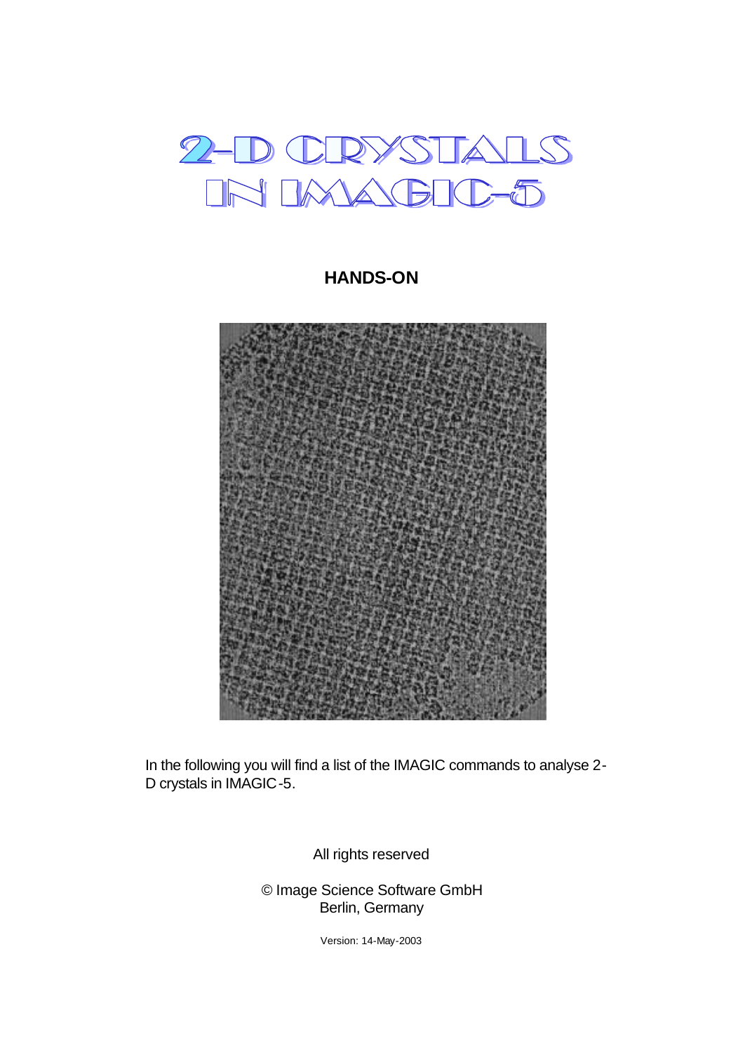# 2-D CRYSTALS IN IMAGIC-5

## HANDS-ON

In the following you will find a list of the IMAGIC commands to analyse 2-D crystals in IMAGIC-5.

All rights reserved

© Image Science Software GmbH
Berlin, Germany

Version: 14-May-2003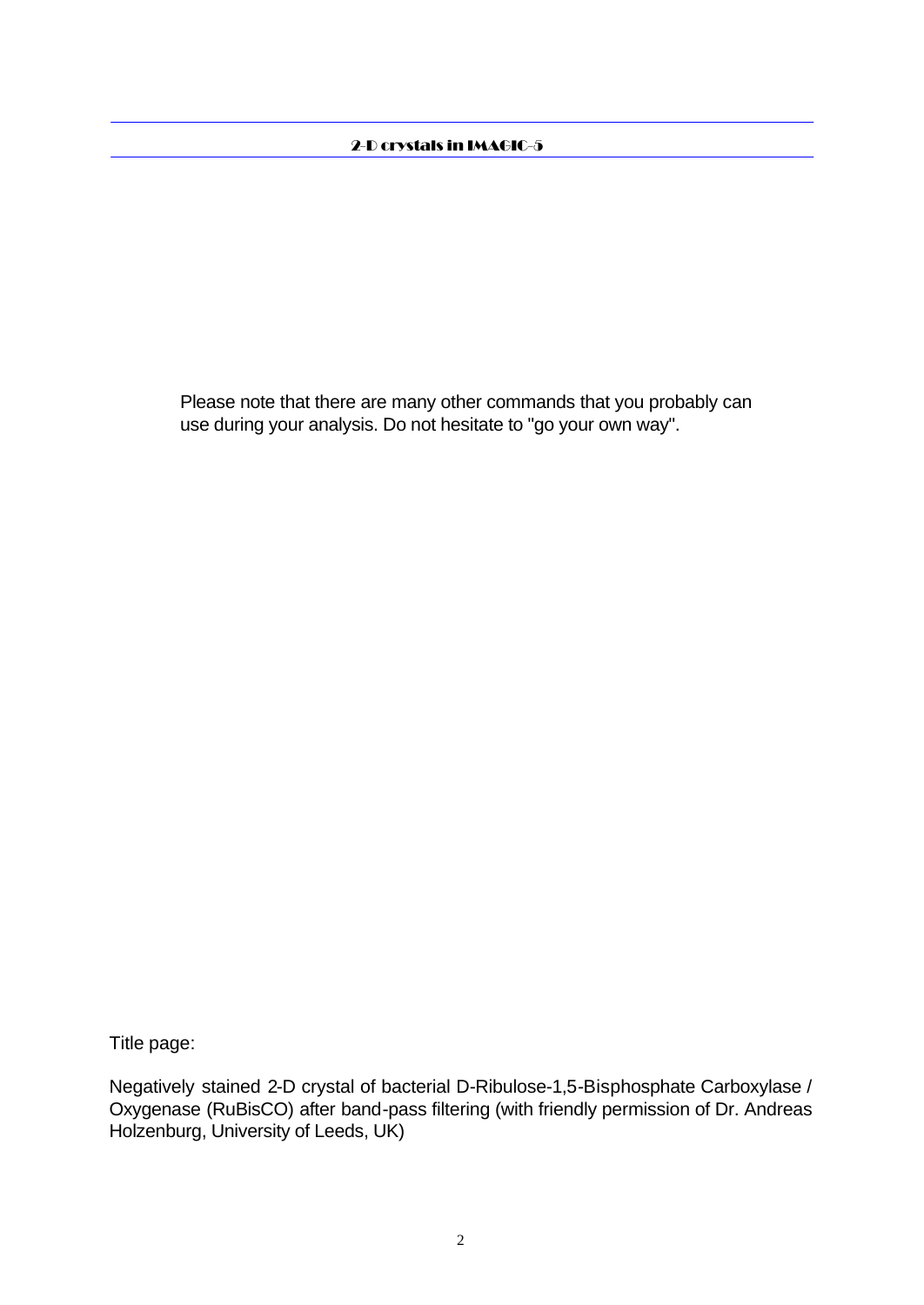Please note that there are many other commands that you probably can use during your analysis. Do not hesitate to "go your own way".

Title page:

Negatively stained 2-D crystal of bacterial D-Ribulose-1,5-Bisphosphate Carboxylase / Oxygenase (RuBisCO) after band-pass filtering (with friendly permission of Dr. Andreas Holzenburg, University of Leeds, UK)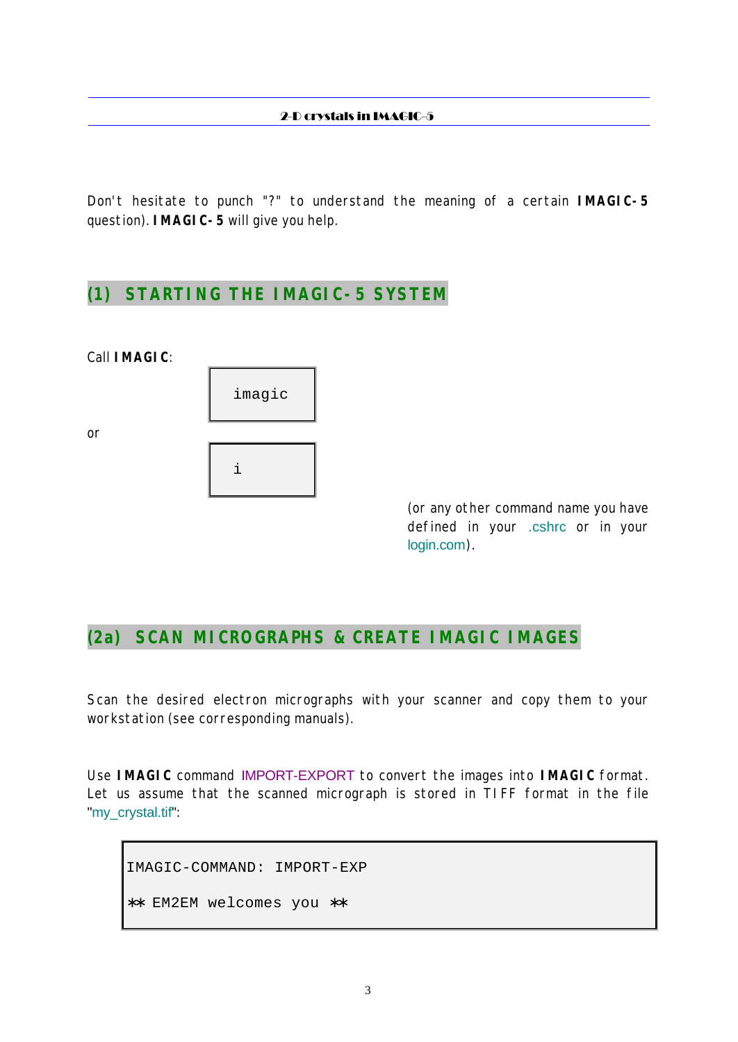Don't hesitate to punch "?" to understand the meaning of a certain **IMAGIC-5** question). **IMAGIC-5** will give you help.

## (1) STARTING THE IMAGIC-5 SYSTEM

Call **IMAGIC**:

```
imagic
```

or

```
i
```

(or any other command name you have defined in your .cshrc or in your login.com).

## (2a) SCAN MICROGRAPHS & CREATE IMAGIC IMAGES

Scan the desired electron micrographs with your scanner and copy them to your workstation (see corresponding manuals).

Use **IMAGIC** command IMPORT-EXPORT to convert the images into **IMAGIC** format. Let us assume that the scanned micrograph is stored in TIFF format in the file "my_crystal.tif":

```
IMAGIC-COMMAND: IMPORT-EXP

** EM2EM welcomes you **
```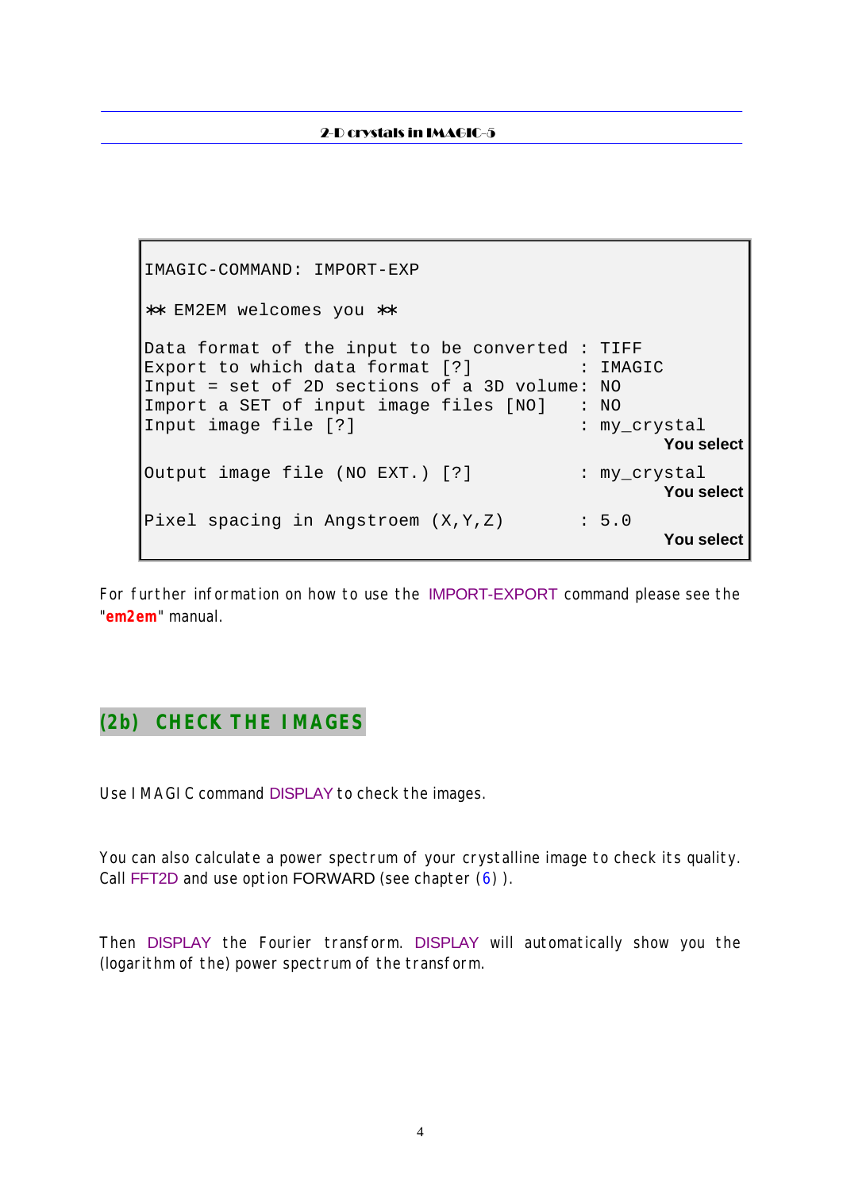```
IMAGIC-COMMAND: IMPORT-EXP

** EM2EM welcomes you **

Data format of the input to be converted : TIFF
Export to which data format [?]          : IMAGIC
Input = set of 2D sections of a 3D volume: NO
Import a SET of input image files [NO]   : NO
Input image file [?]                     : my_crystal
                                                  You select

Output image file (NO EXT.) [?]          : my_crystal
                                                  You select

Pixel spacing in Angstroem (X,Y,Z)       : 5.0
                                                  You select
```

For further information on how to use the IMPORT-EXPORT command please see the "**em2em**" manual.

## (2b) CHECK THE IMAGES

Use IMAGIC command DISPLAY to check the images.

You can also calculate a power spectrum of your crystalline image to check its quality. Call FFT2D and use option FORWARD (see chapter (6) ).

Then DISPLAY the Fourier transform. DISPLAY will automatically show you the (logarithm of the) power spectrum of the transform.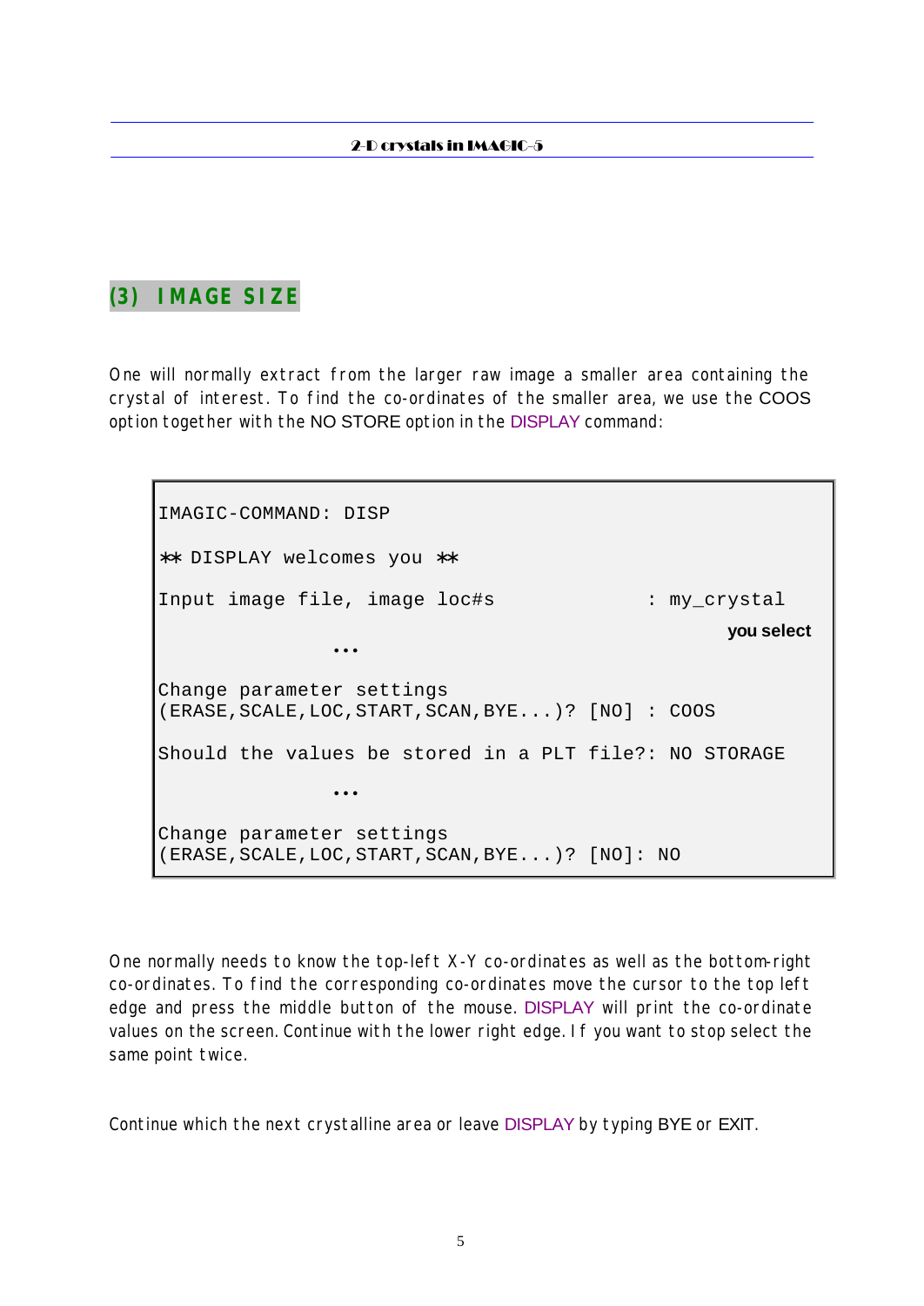## (3) IMAGE SIZE

One will normally extract from the larger raw image a smaller area containing the crystal of interest. To find the co-ordinates of the smaller area, we use the COOS option together with the NO STORE option in the DISPLAY command:

```
IMAGIC-COMMAND: DISP

** DISPLAY welcomes you **

Input image file, image loc#s              : my_crystal
                                                     you select
              ...

Change parameter settings
(ERASE,SCALE,LOC,START,SCAN,BYE...)? [NO] : COOS

Should the values be stored in a PLT file?: NO STORAGE

              ...

Change parameter settings
(ERASE,SCALE,LOC,START,SCAN,BYE...)? [NO]: NO
```

One normally needs to know the top-left X-Y co-ordinates as well as the bottom-right co-ordinates. To find the corresponding co-ordinates move the cursor to the top left edge and press the middle button of the mouse. DISPLAY will print the co-ordinate values on the screen. Continue with the lower right edge. If you want to stop select the same point twice.

Continue which the next crystalline area or leave DISPLAY by typing BYE or EXIT.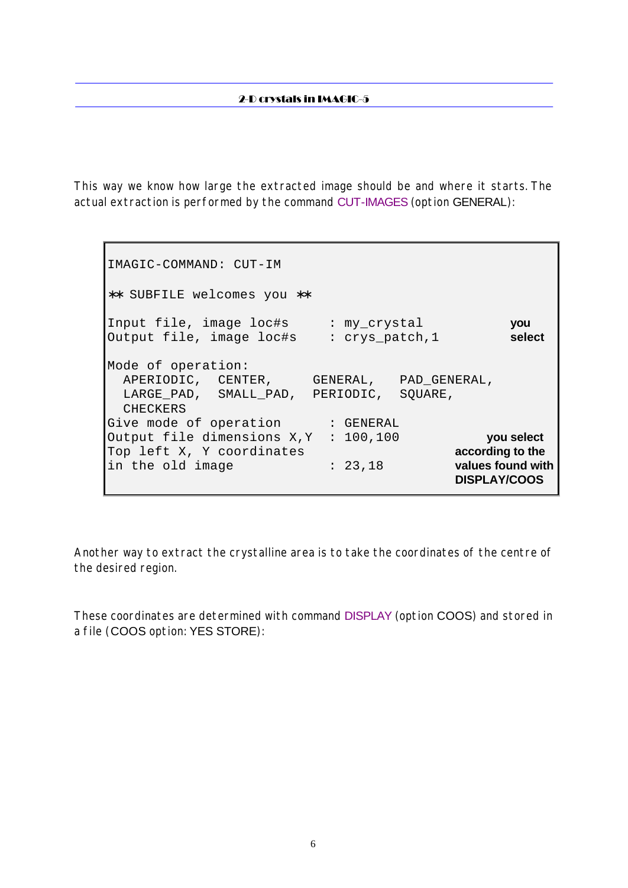This way we know how large the extracted image should be and where it starts. The actual extraction is performed by the command CUT-IMAGES (option GENERAL):

```
IMAGIC-COMMAND: CUT-IM

** SUBFILE welcomes you **

Input file, image loc#s      : my_crystal              you
Output file, image loc#s     : crys_patch,1            select

Mode of operation:
  APERIODIC,  CENTER,     GENERAL,   PAD_GENERAL,
  LARGE_PAD,  SMALL_PAD,  PERIODIC,  SQUARE,
  CHECKERS
Give mode of operation       : GENERAL
Output file dimensions X,Y   : 100,100            you select
Top left X, Y coordinates                      according to the
in the old image             : 23,18           values found with
                                               DISPLAY/COOS
```

Another way to extract the crystalline area is to take the coordinates of the centre of the desired region.

These coordinates are determined with command DISPLAY (option COOS) and stored in a file (COOS option: YES STORE):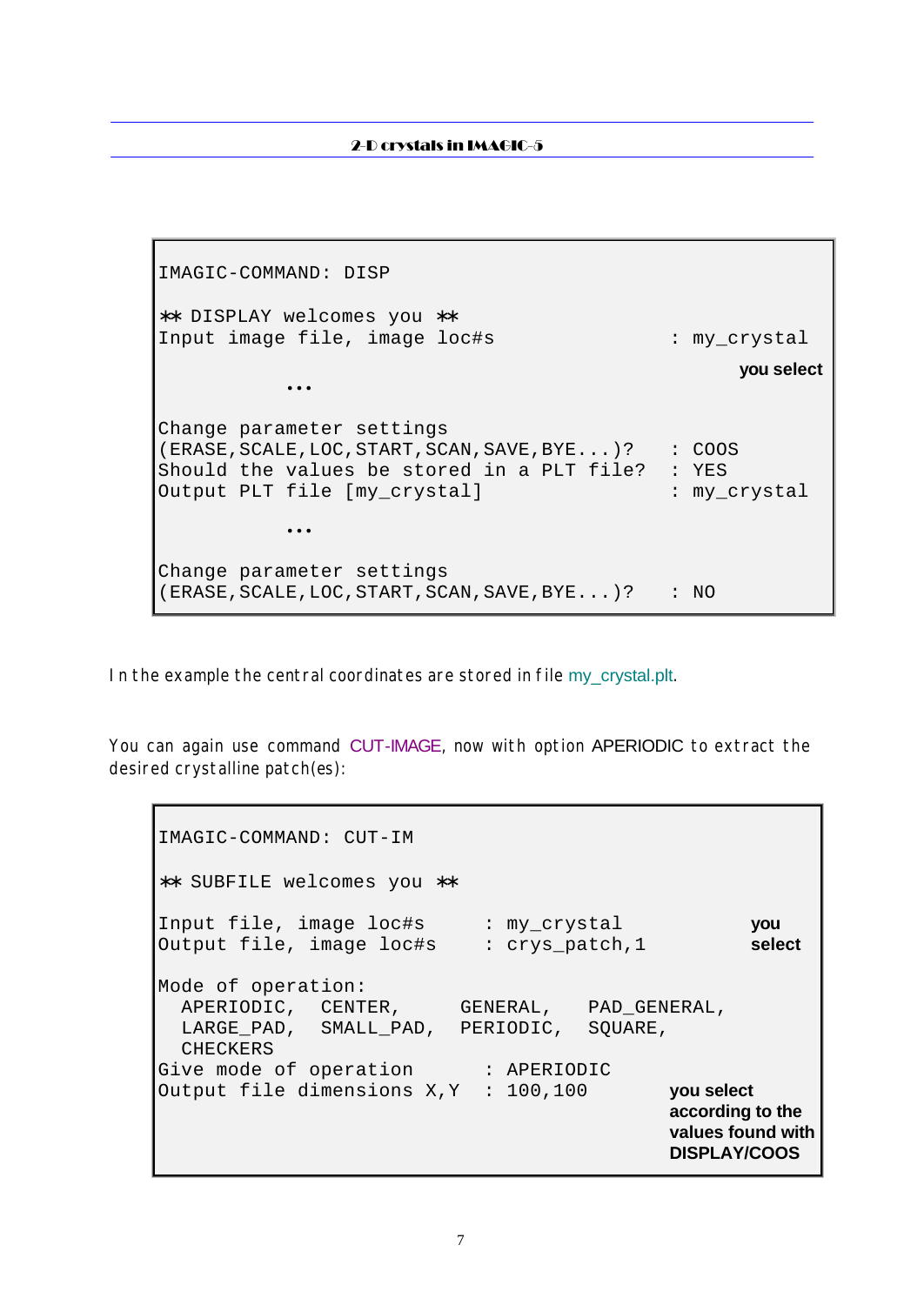```
IMAGIC-COMMAND: DISP

** DISPLAY welcomes you **
Input image file, image loc#s                  : my_crystal
                                                      you select
          ...

Change parameter settings
(ERASE,SCALE,LOC,START,SCAN,SAVE,BYE...)?   : COOS
Should the values be stored in a PLT file?  : YES
Output PLT file [my_crystal]                : my_crystal

          ...

Change parameter settings
(ERASE,SCALE,LOC,START,SCAN,SAVE,BYE...)?   : NO
```

In the example the central coordinates are stored in file my_crystal.plt.

You can again use command CUT-IMAGE, now with option APERIODIC to extract the desired crystalline patch(es):

```
IMAGIC-COMMAND: CUT-IM

** SUBFILE welcomes you **

Input file, image loc#s     : my_crystal          you
Output file, image loc#s    : crys_patch,1        select

Mode of operation:
  APERIODIC,   CENTER,     GENERAL,   PAD_GENERAL,
  LARGE_PAD,   SMALL_PAD,  PERIODIC,  SQUARE,
  CHECKERS
Give mode of operation      : APERIODIC
Output file dimensions X,Y  : 100,100      you select
                                           according to the
                                           values found with
                                           DISPLAY/COOS
```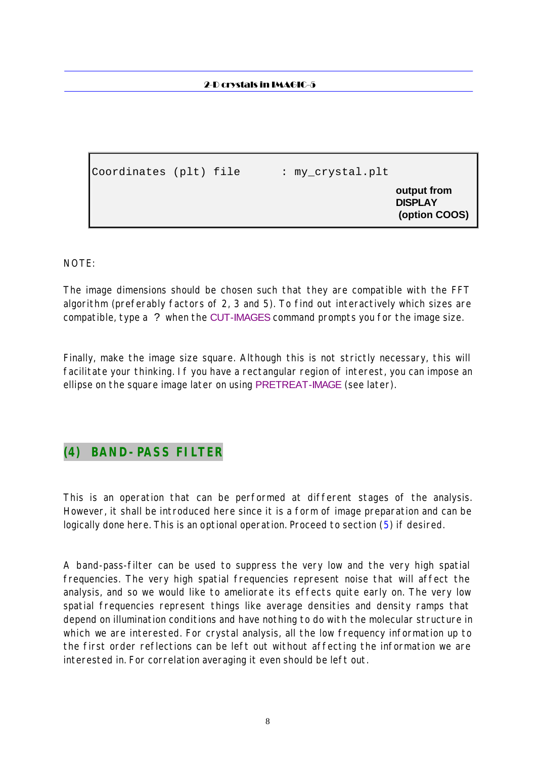```
Coordinates (plt) file       : my_crystal.plt
```

**output from DISPLAY (option COOS)**

NOTE:

The image dimensions should be chosen such that they are compatible with the FFT algorithm (preferably factors of 2, 3 and 5). To find out interactively which sizes are compatible, type a ? when the CUT-IMAGES command prompts you for the image size.

Finally, make the image size square. Although this is not strictly necessary, this will facilitate your thinking. If you have a rectangular region of interest, you can impose an ellipse on the square image later on using PRETREAT-IMAGE (see later).

## (4) BAND-PASS FILTER

This is an operation that can be performed at different stages of the analysis. However, it shall be introduced here since it is a form of image preparation and can be logically done here. This is an optional operation. Proceed to section (5) if desired.

A band-pass-filter can be used to suppress the very low and the very high spatial frequencies. The very high spatial frequencies represent noise that will affect the analysis, and so we would like to ameliorate its effects quite early on. The very low spatial frequencies represent things like average densities and density ramps that depend on illumination conditions and have nothing to do with the molecular structure in which we are interested. For crystal analysis, all the low frequency information up to the first order reflections can be left out without affecting the information we are interested in. For correlation averaging it even should be left out.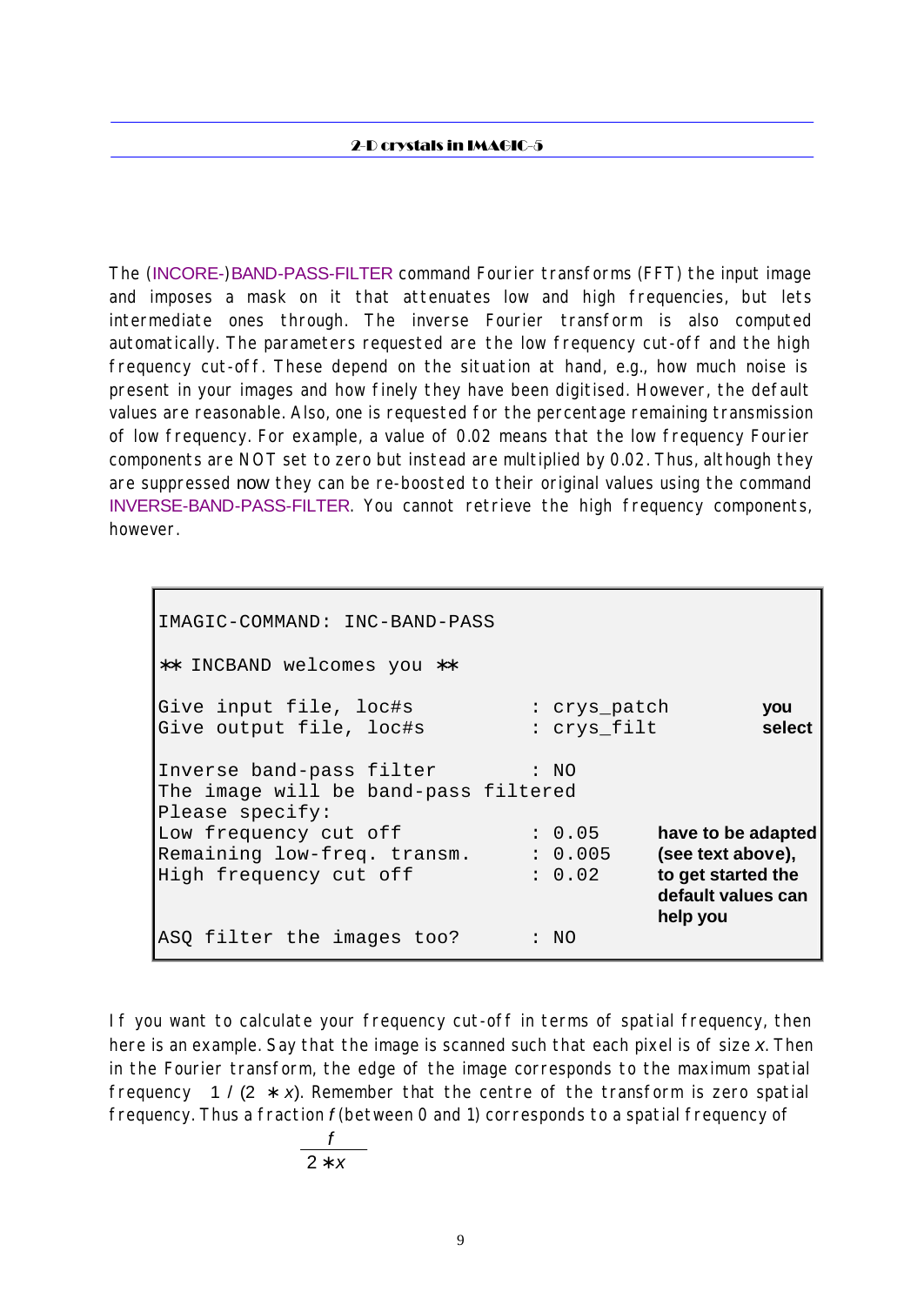The (INCORE-)BAND-PASS-FILTER command Fourier transforms (FFT) the input image and imposes a mask on it that attenuates low and high frequencies, but lets intermediate ones through. The inverse Fourier transform is also computed automatically. The parameters requested are the low frequency cut-off and the high frequency cut-off. These depend on the situation at hand, e.g., how much noise is present in your images and how finely they have been digitised. However, the default values are reasonable. Also, one is requested for the percentage remaining transmission of low frequency. For example, a value of 0.02 means that the low frequency Fourier components are NOT set to zero but instead are multiplied by 0.02. Thus, although they are suppressed now they can be re-boosted to their original values using the command INVERSE-BAND-PASS-FILTER. You cannot retrieve the high frequency components, however.

```
IMAGIC-COMMAND: INC-BAND-PASS

** INCBAND welcomes you **

Give input file, loc#s          : crys_patch          you
Give output file, loc#s         : crys_filt           select

Inverse band-pass filter        : NO
The image will be band-pass filtered
Please specify:
Low frequency cut off           : 0.05      have to be adapted
Remaining low-freq. transm.     : 0.005     (see text above),
High frequency cut off          : 0.02      to get started the
                                            default values can
                                            help you
ASQ filter the images too?      : NO
```

If you want to calculate your frequency cut-off in terms of spatial frequency, then here is an example. Say that the image is scanned such that each pixel is of size $x$. Then in the Fourier transform, the edge of the image corresponds to the maximum spatial frequency $1 / (2 * x)$. Remember that the centre of the transform is zero spatial frequency. Thus a fraction $f$ (between 0 and 1) corresponds to a spatial frequency of

$$\frac{f}{2 * x}$$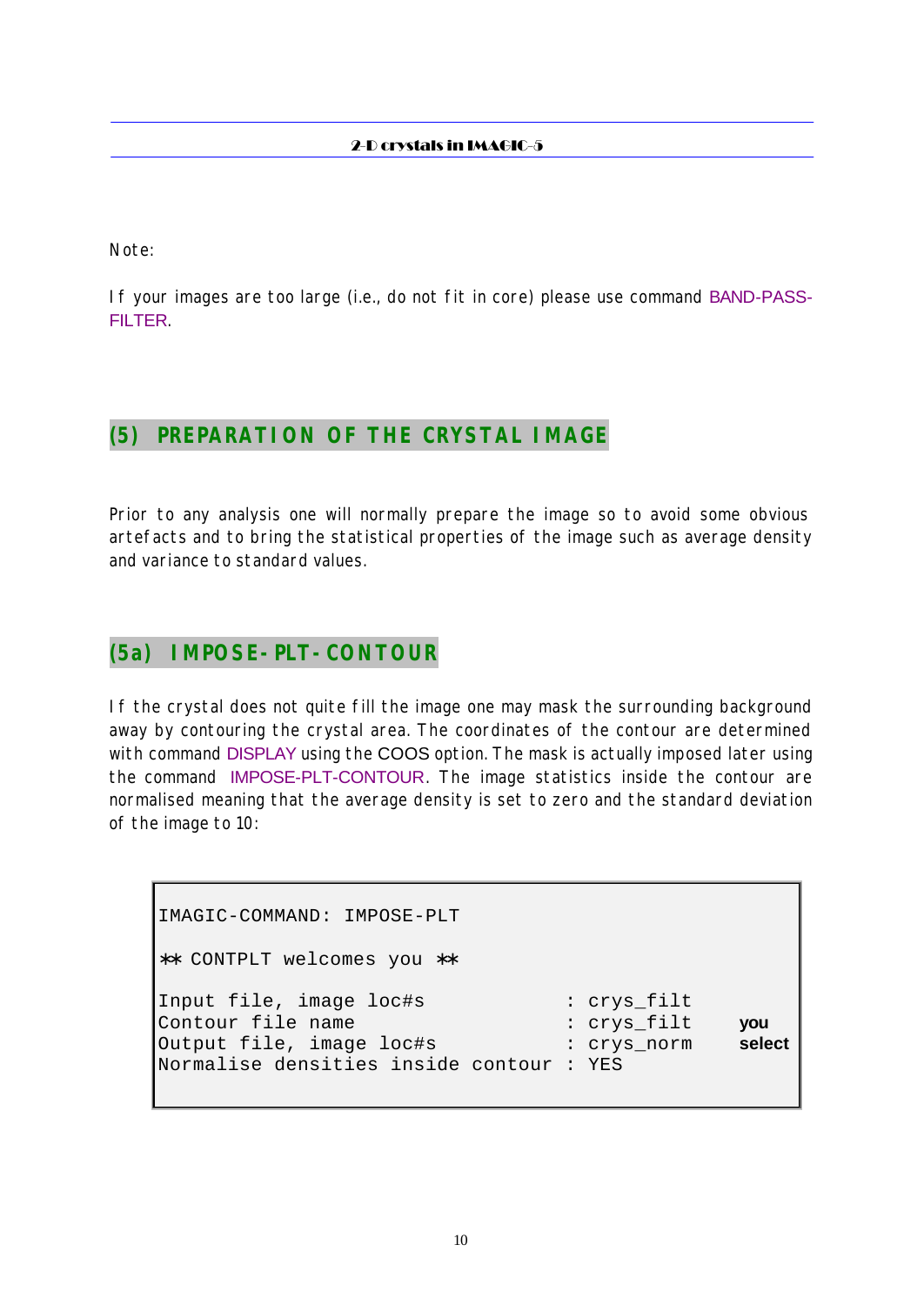Note:

If your images are too large (i.e., do not fit in core) please use command BAND-PASS-FILTER.

## (5) PREPARATION OF THE CRYSTAL IMAGE

Prior to any analysis one will normally prepare the image so to avoid some obvious artefacts and to bring the statistical properties of the image such as average density and variance to standard values.

### (5a) IMPOSE-PLT-CONTOUR

If the crystal does not quite fill the image one may mask the surrounding background away by contouring the crystal area. The coordinates of the contour are determined with command DISPLAY using the COOS option. The mask is actually imposed later using the command IMPOSE-PLT-CONTOUR. The image statistics inside the contour are normalised meaning that the average density is set to zero and the standard deviation of the image to 10:

```
IMAGIC-COMMAND: IMPOSE-PLT

** CONTPLT welcomes you **

Input file, image loc#s            : crys_filt
Contour file name                  : crys_filt     you
Output file, image loc#s           : crys_norm     select
Normalise densities inside contour : YES
```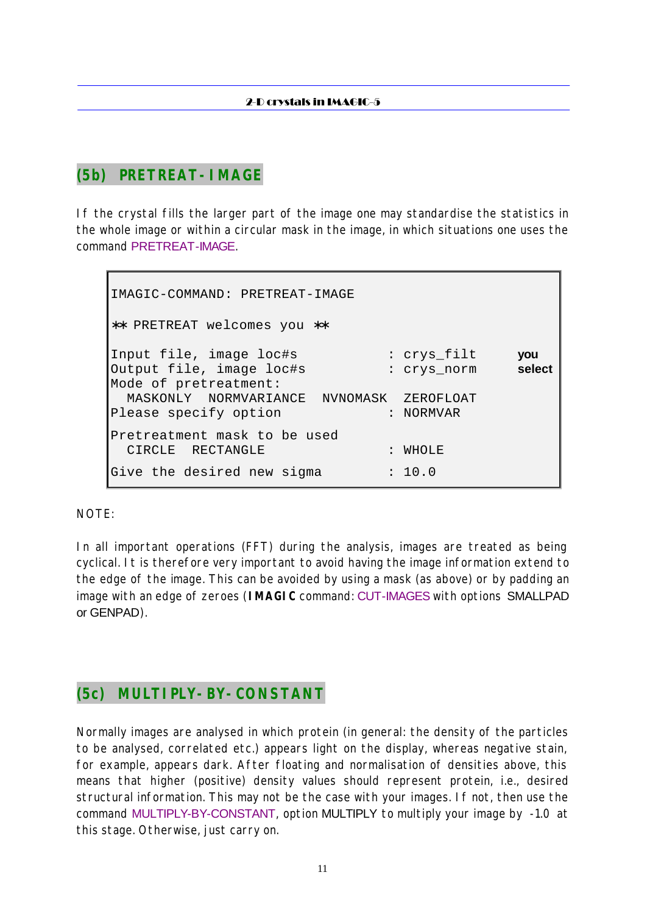## (5b) PRETREAT-IMAGE

If the crystal fills the larger part of the image one may standardise the statistics in the whole image or within a circular mask in the image, in which situations one uses the command PRETREAT-IMAGE.

```
IMAGIC-COMMAND: PRETREAT-IMAGE

** PRETREAT welcomes you **

Input file, image loc#s           : crys_filt      you
Output file, image loc#s          : crys_norm      select
Mode of pretreatment:
  MASKONLY  NORMVARIANCE  NVNOMASK  ZEROFLOAT
Please specify option             : NORMVAR

Pretreatment mask to be used
  CIRCLE  RECTANGLE               : WHOLE

Give the desired new sigma        : 10.0
```

NOTE:

In all important operations (FFT) during the analysis, images are treated as being cyclical. It is therefore very important to avoid having the image information extend to the edge of the image. This can be avoided by using a mask (as above) or by padding an image with an edge of zeroes (**IMAGIC** command: CUT-IMAGES with options SMALLPAD or GENPAD).

## (5c) MULTIPLY-BY-CONSTANT

Normally images are analysed in which protein (in general: the density of the particles to be analysed, correlated etc.) appears light on the display, whereas negative stain, for example, appears dark. After floating and normalisation of densities above, this means that higher (positive) density values should represent protein, i.e., desired structural information. This may not be the case with your images. If not, then use the command MULTIPLY-BY-CONSTANT, option MULTIPLY to multiply your image by -1.0 at this stage. Otherwise, just carry on.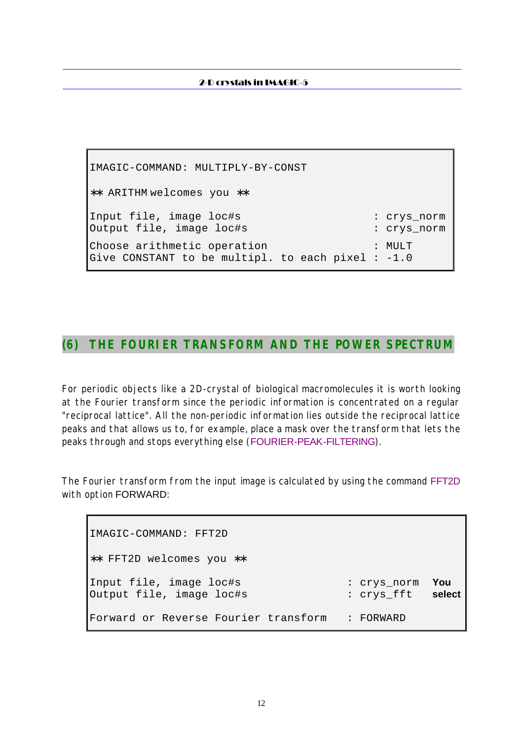```
IMAGIC-COMMAND: MULTIPLY-BY-CONST

** ARITHM welcomes you **

Input file, image loc#s                       : crys_norm
Output file, image loc#s                      : crys_norm

Choose arithmetic operation                   : MULT
Give CONSTANT to be multipl. to each pixel : -1.0
```

## (6) THE FOURIER TRANSFORM AND THE POWER SPECTRUM

For periodic objects like a 2D-crystal of biological macromolecules it is worth looking at the Fourier transform since the periodic information is concentrated on a regular "reciprocal lattice". All the non-periodic information lies outside the reciprocal lattice peaks and that allows us to, for example, place a mask over the transform that lets the peaks through and stops everything else (FOURIER-PEAK-FILTERING).

The Fourier transform from the input image is calculated by using the command FFT2D with option FORWARD:

```
IMAGIC-COMMAND: FFT2D

** FFT2D welcomes you **

Input file, image loc#s                : crys_norm   You
Output file, image loc#s               : crys_fft    select

Forward or Reverse Fourier transform   : FORWARD
```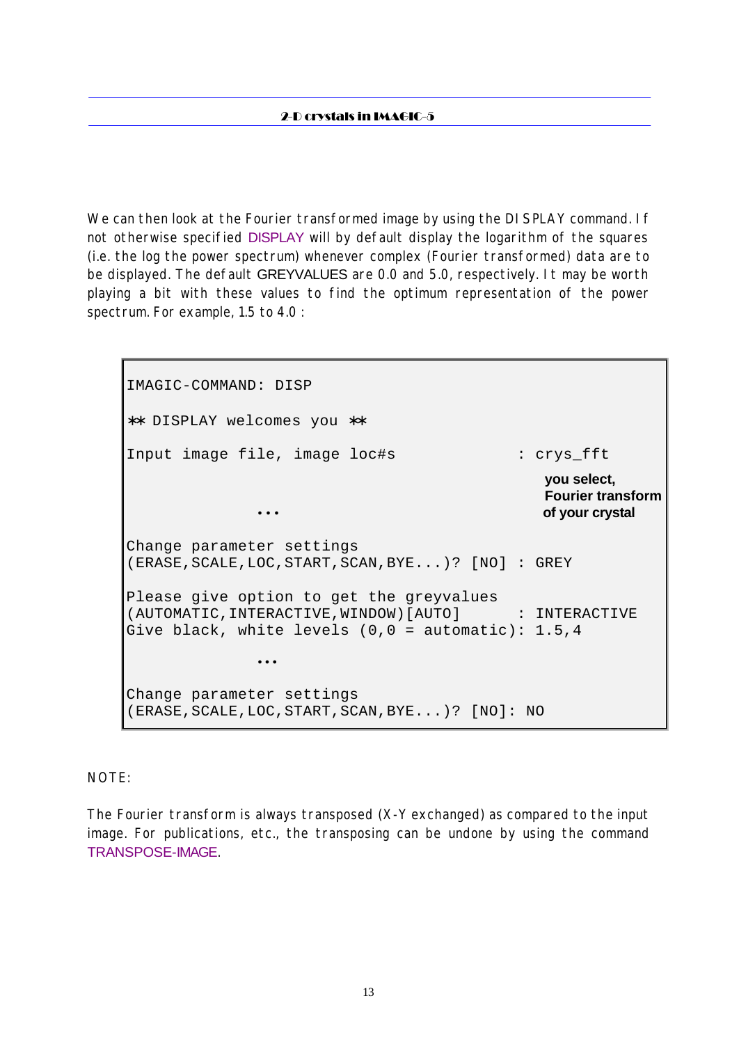We can then look at the Fourier transformed image by using the DISPLAY command. If not otherwise specified DISPLAY will by default display the logarithm of the squares (i.e. the log the power spectrum) whenever complex (Fourier transformed) data are to be displayed. The default GREYVALUES are 0.0 and 5.0, respectively. It may be worth playing a bit with these values to find the optimum representation of the power spectrum. For example, 1.5 to 4.0 :

```
IMAGIC-COMMAND: DISP

** DISPLAY welcomes you **

Input image file, image loc#s              : crys_fft
                                             you select,
                                             Fourier transform
           ...                               of your crystal

Change parameter settings
(ERASE,SCALE,LOC,START,SCAN,BYE...)? [NO] : GREY

Please give option to get the greyvalues
(AUTOMATIC,INTERACTIVE,WINDOW)[AUTO]       : INTERACTIVE
Give black, white levels (0,0 = automatic): 1.5,4

           ...

Change parameter settings
(ERASE,SCALE,LOC,START,SCAN,BYE...)? [NO]: NO
```

NOTE:

The Fourier transform is always transposed (X-Y exchanged) as compared to the input image. For publications, etc., the transposing can be undone by using the command TRANSPOSE-IMAGE.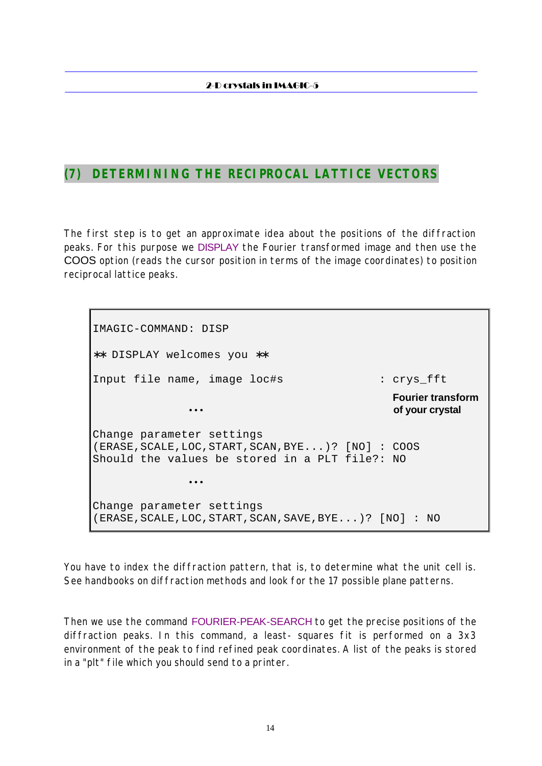## (7) DETERMINING THE RECIPROCAL LATTICE VECTORS

The first step is to get an approximate idea about the positions of the diffraction peaks. For this purpose we DISPLAY the Fourier transformed image and then use the COOS option (reads the cursor position in terms of the image coordinates) to position reciprocal lattice peaks.

```
IMAGIC-COMMAND: DISP

** DISPLAY welcomes you **

Input file name, image loc#s              : crys_fft
                                            Fourier transform
            ...                             of your crystal

Change parameter settings
(ERASE,SCALE,LOC,START,SCAN,BYE...)? [NO] : COOS
Should the values be stored in a PLT file?: NO

            ...

Change parameter settings
(ERASE,SCALE,LOC,START,SCAN,SAVE,BYE...)? [NO] : NO
```

You have to index the diffraction pattern, that is, to determine what the unit cell is. See handbooks on diffraction methods and look for the 17 possible plane patterns.

Then we use the command FOURIER-PEAK-SEARCH to get the precise positions of the diffraction peaks. In this command, a least- squares fit is performed on a 3x3 environment of the peak to find refined peak coordinates. A list of the peaks is stored in a "plt" file which you should send to a printer.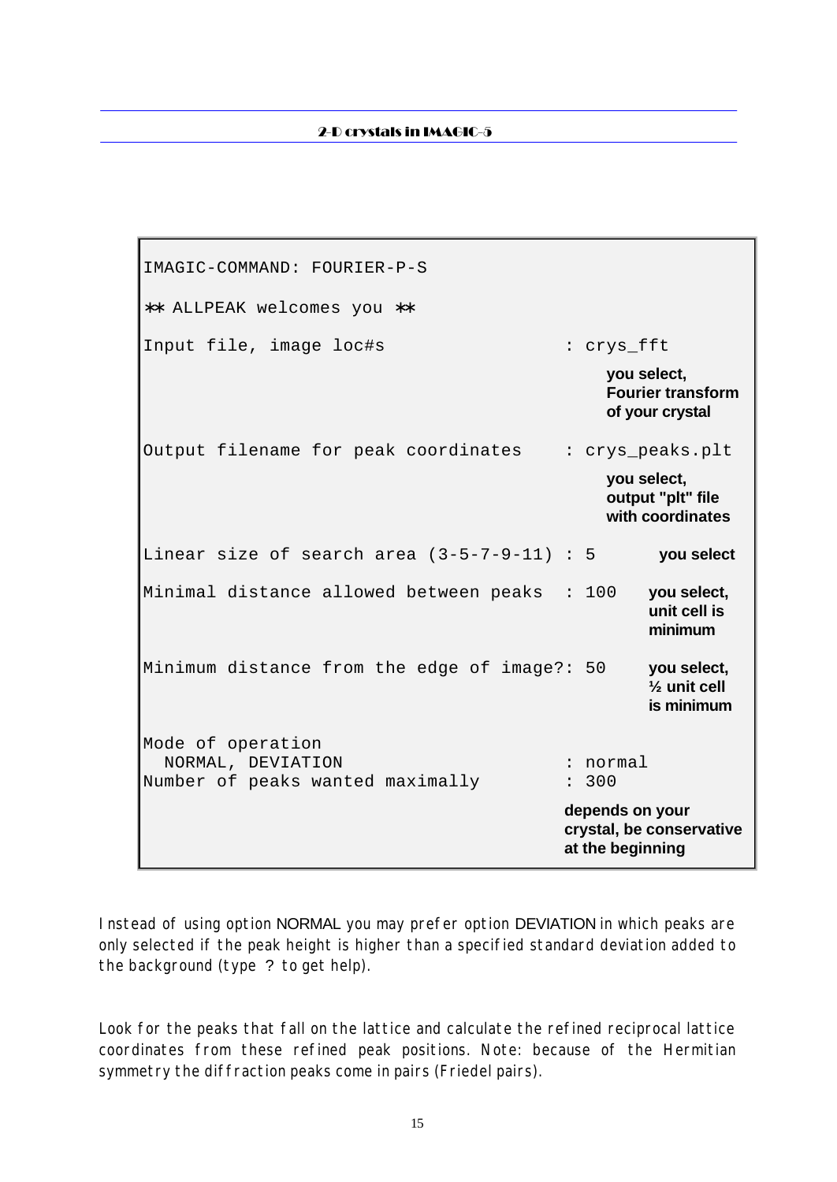```
IMAGIC-COMMAND: FOURIER-P-S

** ALLPEAK welcomes you **

Input file, image loc#s                    : crys_fft
                                              you select,
                                              Fourier transform
                                              of your crystal

Output filename for peak coordinates       : crys_peaks.plt
                                              you select,
                                              output "plt" file
                                              with coordinates

Linear size of search area (3-5-7-9-11) : 5      you select

Minimal distance allowed between peaks  : 100    you select,
                                                  unit cell is
                                                  minimum

Minimum distance from the edge of image?: 50     you select,
                                                  ½ unit cell
                                                  is minimum

Mode of operation
  NORMAL, DEVIATION                        : normal
Number of peaks wanted maximally           : 300
                                           depends on your
                                           crystal, be conservative
                                           at the beginning
```

Instead of using option NORMAL you may prefer option DEVIATION in which peaks are only selected if the peak height is higher than a specified standard deviation added to the background (type ? to get help).

Look for the peaks that fall on the lattice and calculate the refined reciprocal lattice coordinates from these refined peak positions. Note: because of the Hermitian symmetry the diffraction peaks come in pairs (Friedel pairs).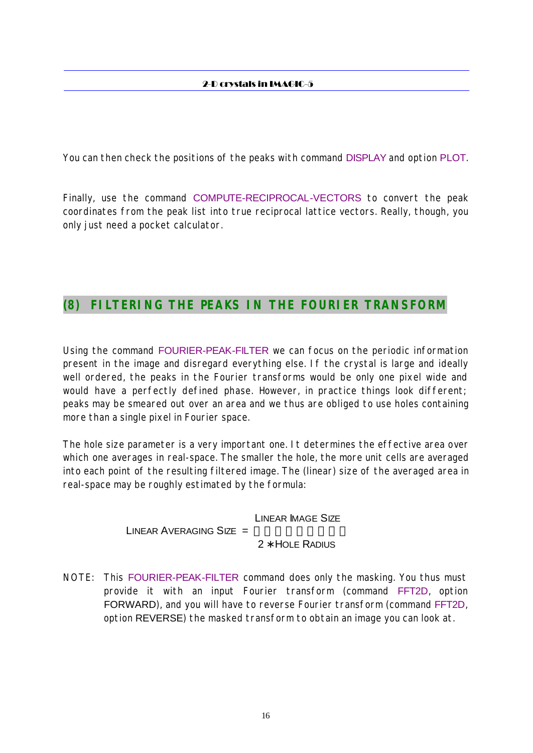You can then check the positions of the peaks with command DISPLAY and option PLOT.

Finally, use the command COMPUTE-RECIPROCAL-VECTORS to convert the peak coordinates from the peak list into true reciprocal lattice vectors. Really, though, you only just need a pocket calculator.

## (8) FILTERING THE PEAKS IN THE FOURIER TRANSFORM

Using the command FOURIER-PEAK-FILTER we can focus on the periodic information present in the image and disregard everything else. If the crystal is large and ideally well ordered, the peaks in the Fourier transforms would be only one pixel wide and would have a perfectly defined phase. However, in practice things look different; peaks may be smeared out over an area and we thus are obliged to use holes containing more than a single pixel in Fourier space.

The hole size parameter is a very important one. It determines the effective area over which one averages in real-space. The smaller the hole, the more unit cells are averaged into each point of the resulting filtered image. The (linear) size of the averaged area in real-space may be roughly estimated by the formula:

$$\text{LINEAR AVERAGING SIZE} = \frac{\text{LINEAR IMAGE SIZE}}{2 * \text{HOLE RADIUS}}$$

NOTE: This FOURIER-PEAK-FILTER command does only the masking. You thus must provide it with an input Fourier transform (command FFT2D, option FORWARD), and you will have to reverse Fourier transform (command FFT2D, option REVERSE) the masked transform to obtain an image you can look at.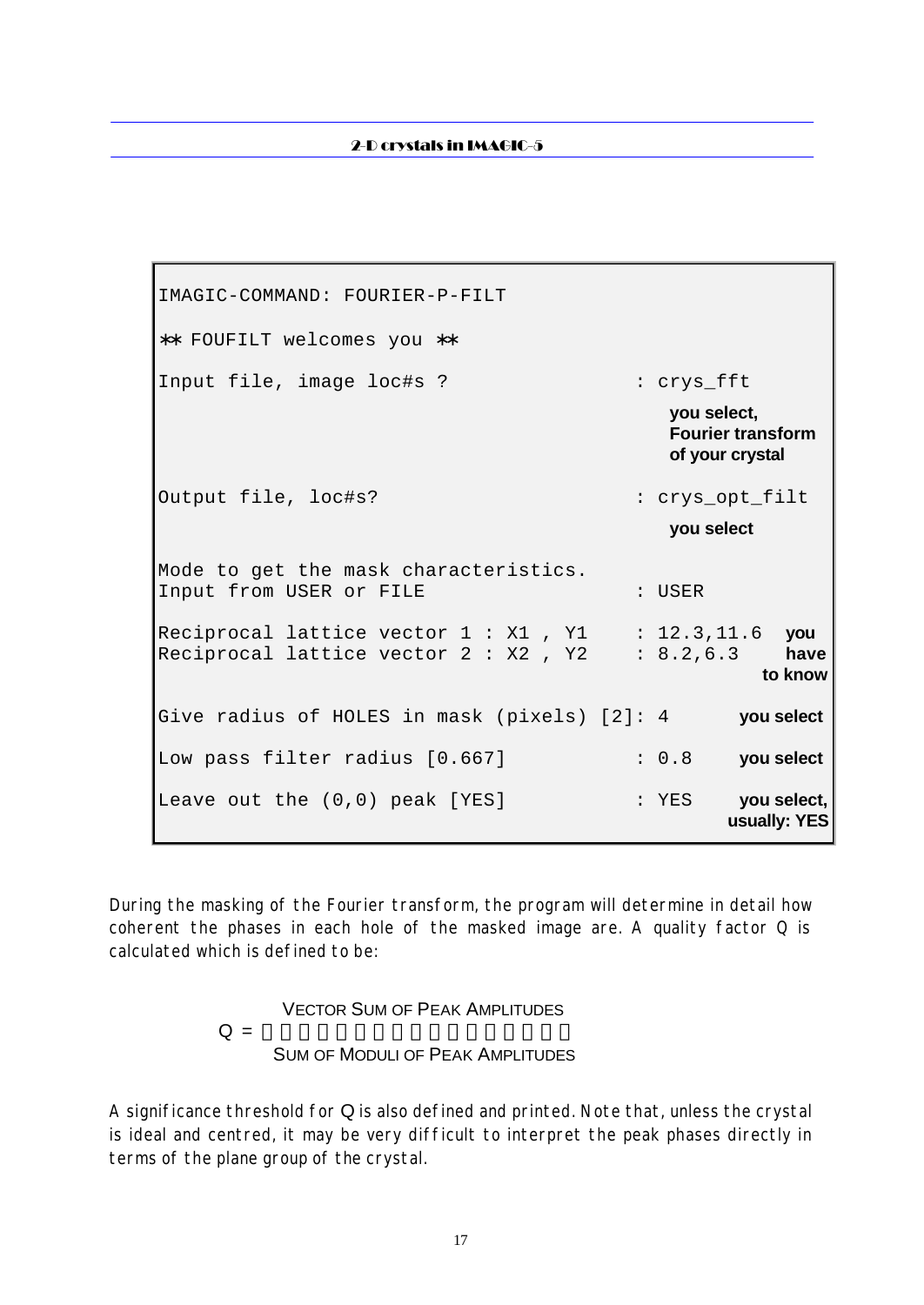```
IMAGIC-COMMAND: FOURIER-P-FILT

** FOUFILT welcomes you **

Input file, image loc#s ?                    : crys_fft
                                                you select,
                                                Fourier transform
                                                of your crystal

Output file, loc#s?                          : crys_opt_filt
                                                you select

Mode to get the mask characteristics.
Input from USER or FILE                      : USER

Reciprocal lattice vector 1 : X1 , Y1        : 12.3,11.6   you
Reciprocal lattice vector 2 : X2 , Y2        : 8.2,6.3     have
                                                            to know

Give radius of HOLES in mask (pixels) [2]: 4               you select

Low pass filter radius [0.667]               : 0.8         you select

Leave out the (0,0) peak [YES]               : YES         you select,
                                                            usually: YES
```

During the masking of the Fourier transform, the program will determine in detail how coherent the phases in each hole of the masked image are. A quality factor Q is calculated which is defined to be:

$$Q = \frac{\text{VECTOR SUM OF PEAK AMPLITUDES}}{\text{SUM OF MODULI OF PEAK AMPLITUDES}}$$

A significance threshold for Q is also defined and printed. Note that, unless the crystal is ideal and centred, it may be very difficult to interpret the peak phases directly in terms of the plane group of the crystal.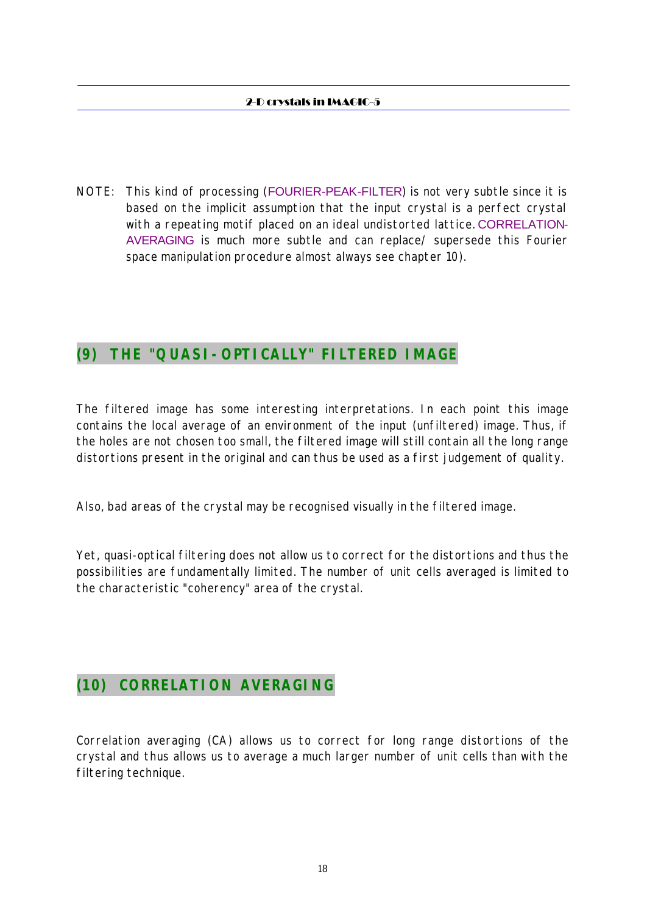NOTE: This kind of processing (FOURIER-PEAK-FILTER) is not very subtle since it is based on the implicit assumption that the input crystal is a perfect crystal with a repeating motif placed on an ideal undistorted lattice. CORRELATION-AVERAGING is much more subtle and can replace/ supersede this Fourier space manipulation procedure almost always see chapter 10).

## (9) THE "QUASI-OPTICALLY" FILTERED IMAGE

The filtered image has some interesting interpretations. In each point this image contains the local average of an environment of the input (unfiltered) image. Thus, if the holes are not chosen too small, the filtered image will still contain all the long range distortions present in the original and can thus be used as a first judgement of quality.

Also, bad areas of the crystal may be recognised visually in the filtered image.

Yet, quasi-optical filtering does not allow us to correct for the distortions and thus the possibilities are fundamentally limited. The number of unit cells averaged is limited to the characteristic "coherency" area of the crystal.

## (10) CORRELATION AVERAGING

Correlation averaging (CA) allows us to correct for long range distortions of the crystal and thus allows us to average a much larger number of unit cells than with the filtering technique.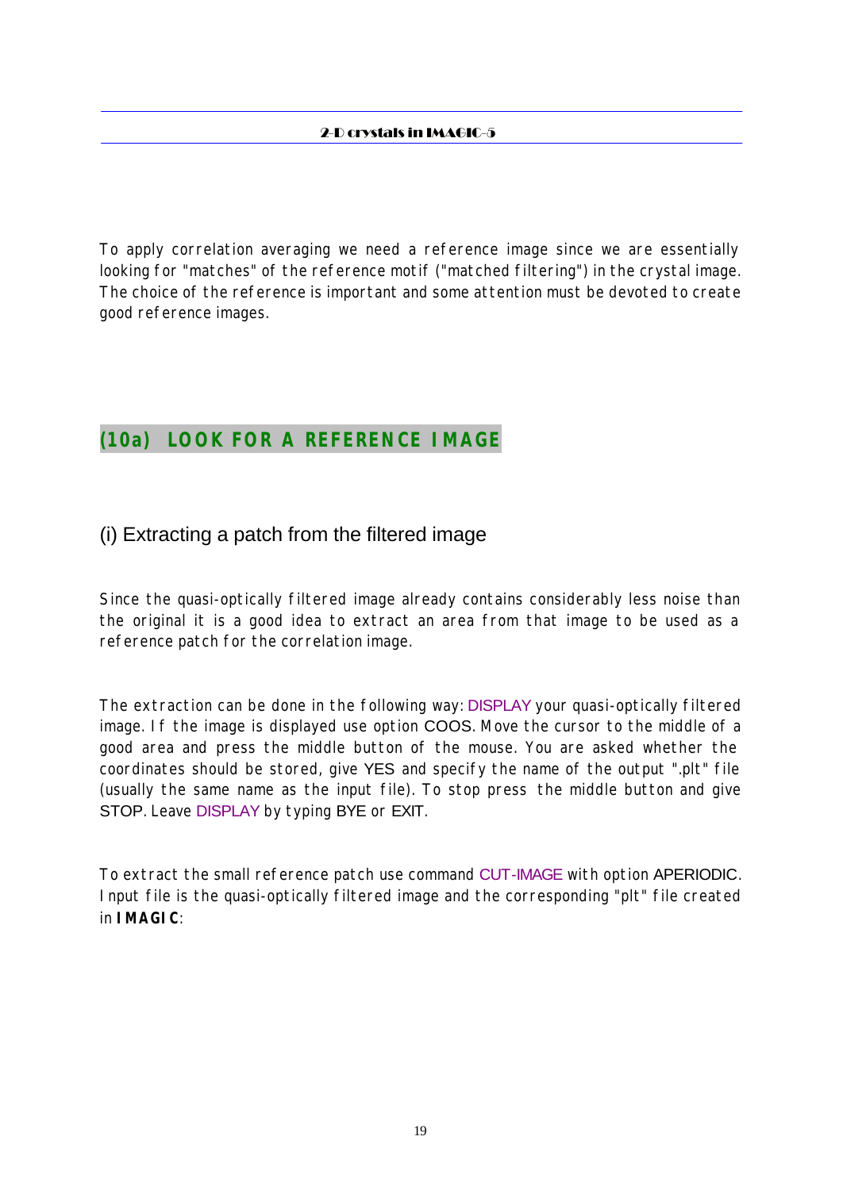To apply correlation averaging we need a reference image since we are essentially looking for "matches" of the reference motif ("matched filtering") in the crystal image. The choice of the reference is important and some attention must be devoted to create good reference images.

## (10a) LOOK FOR A REFERENCE IMAGE

### (i) Extracting a patch from the filtered image

Since the quasi-optically filtered image already contains considerably less noise than the original it is a good idea to extract an area from that image to be used as a reference patch for the correlation image.

The extraction can be done in the following way: DISPLAY your quasi-optically filtered image. If the image is displayed use option COOS. Move the cursor to the middle of a good area and press the middle button of the mouse. You are asked whether the coordinates should be stored, give YES and specify the name of the output ".plt" file (usually the same name as the input file). To stop press the middle button and give STOP. Leave DISPLAY by typing BYE or EXIT.

To extract the small reference patch use command CUT-IMAGE with option APERIODIC. Input file is the quasi-optically filtered image and the corresponding "plt" file created in **IMAGIC**: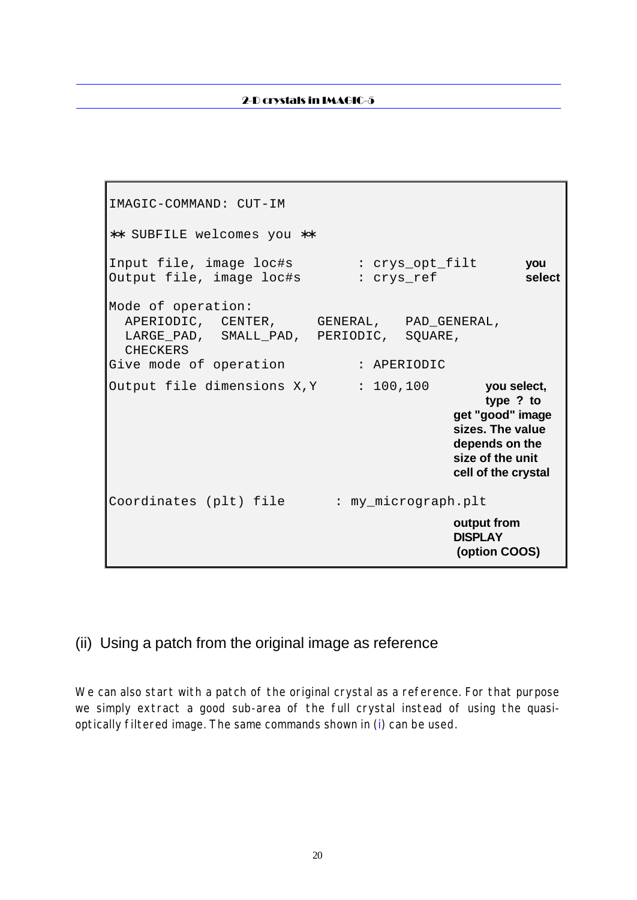```
IMAGIC-COMMAND: CUT-IM

** SUBFILE welcomes you **

Input file, image loc#s         : crys_opt_filt       you
Output file, image loc#s        : crys_ref            select

Mode of operation:
  APERIODIC,  CENTER,     GENERAL,   PAD_GENERAL,
  LARGE_PAD,  SMALL_PAD,  PERIODIC,  SQUARE,
  CHECKERS
Give mode of operation          : APERIODIC

Output file dimensions X,Y      : 100,100          you select,
                                                    type ? to
                                                  get "good" image
                                                  sizes. The value
                                                  depends on the
                                                  size of the unit
                                                  cell of the crystal

Coordinates (plt) file       : my_micrograph.plt
                                                  output from
                                                  DISPLAY
                                                  (option COOS)
```

## (ii) Using a patch from the original image as reference

We can also start with a patch of the original crystal as a reference. For that purpose we simply extract a good sub-area of the full crystal instead of using the quasi-optically filtered image. The same commands shown in (i) can be used.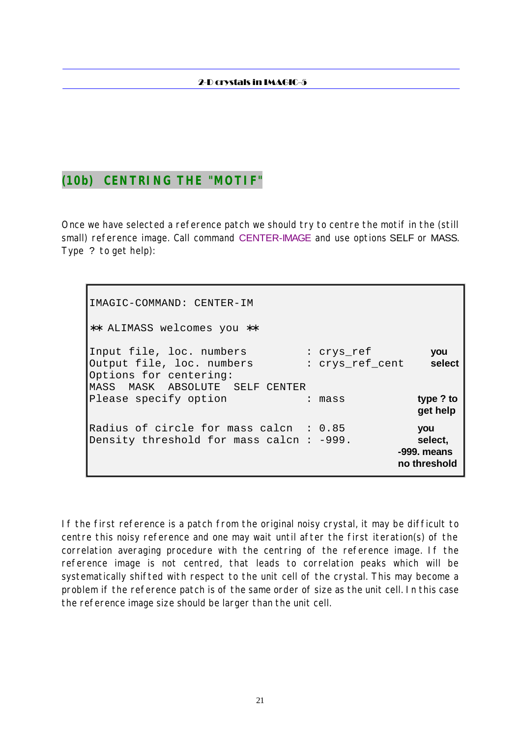## (10b) CENTRING THE "MOTIF"

Once we have selected a reference patch we should try to centre the motif in the (still small) reference image. Call command CENTER-IMAGE and use options SELF or MASS. Type ? to get help):

```
IMAGIC-COMMAND: CENTER-IM

** ALIMASS welcomes you **

Input file, loc. numbers         : crys_ref            you
Output file, loc. numbers        : crys_ref_cent       select
Options for centering:
MASS  MASK  ABSOLUTE  SELF CENTER
Please specify option            : mass              type ? to
                                                     get help
Radius of circle for mass calcn  : 0.85              you
Density threshold for mass calcn : -999.             select,
                                                     -999. means
                                                     no threshold
```

If the first reference is a patch from the original noisy crystal, it may be difficult to centre this noisy reference and one may wait until after the first iteration(s) of the correlation averaging procedure with the centring of the reference image. If the reference image is not centred, that leads to correlation peaks which will be systematically shifted with respect to the unit cell of the crystal. This may become a problem if the reference patch is of the same order of size as the unit cell. In this case the reference image size should be larger than the unit cell.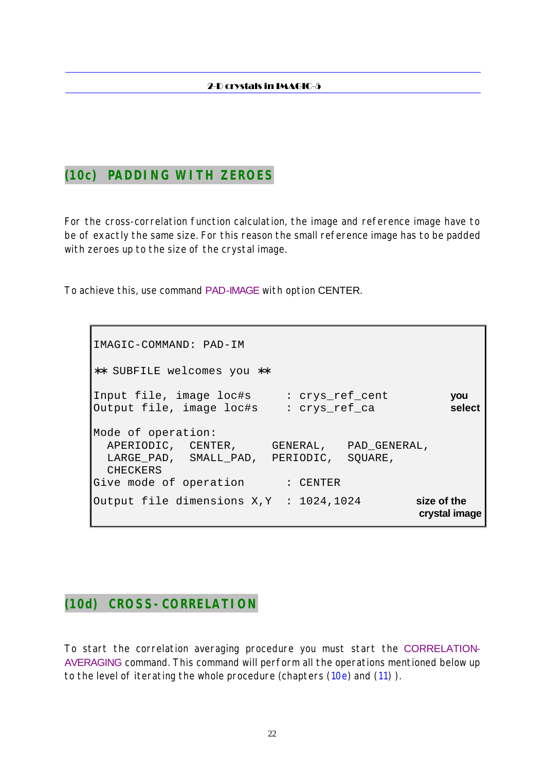## (10c) PADDING WITH ZEROES

For the cross-correlation function calculation, the image and reference image have to be of exactly the same size. For this reason the small reference image has to be padded with zeroes up to the size of the crystal image.

To achieve this, use command PAD-IMAGE with option CENTER.

```
IMAGIC-COMMAND: PAD-IM

** SUBFILE welcomes you **

Input file, image loc#s     : crys_ref_cent          you
Output file, image loc#s    : crys_ref_ca            select

Mode of operation:
  APERIODIC,  CENTER,     GENERAL,   PAD_GENERAL,
  LARGE_PAD,  SMALL_PAD,  PERIODIC,  SQUARE,
  CHECKERS
Give mode of operation      : CENTER

Output file dimensions X,Y  : 1024,1024         size of the
                                                 crystal image
```

## (10d) CROSS-CORRELATION

To start the correlation averaging procedure you must start the CORRELATION-AVERAGING command. This command will perform all the operations mentioned below up to the level of iterating the whole procedure (chapters (10e) and (11) ).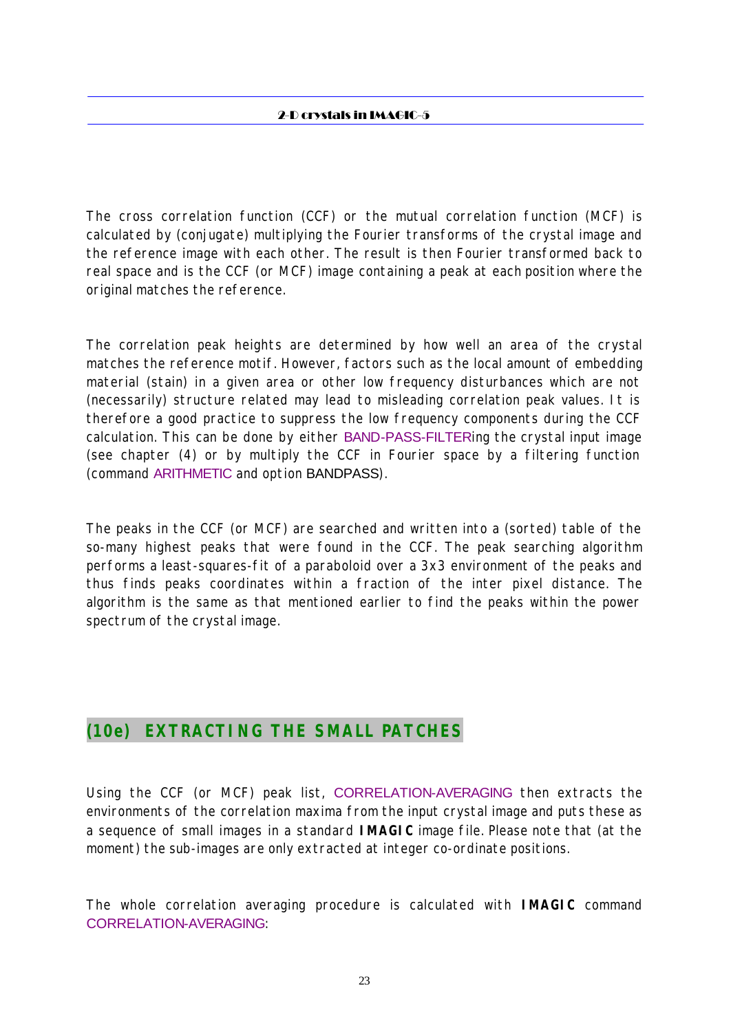The cross correlation function (CCF) or the mutual correlation function (MCF) is calculated by (conjugate) multiplying the Fourier transforms of the crystal image and the reference image with each other. The result is then Fourier transformed back to real space and is the CCF (or MCF) image containing a peak at each position where the original matches the reference.

The correlation peak heights are determined by how well an area of the crystal matches the reference motif. However, factors such as the local amount of embedding material (stain) in a given area or other low frequency disturbances which are not (necessarily) structure related may lead to misleading correlation peak values. It is therefore a good practice to suppress the low frequency components during the CCF calculation. This can be done by either BAND-PASS-FILTERing the crystal input image (see chapter (4) or by multiply the CCF in Fourier space by a filtering function (command ARITHMETIC and option BANDPASS).

The peaks in the CCF (or MCF) are searched and written into a (sorted) table of the so-many highest peaks that were found in the CCF. The peak searching algorithm performs a least-squares-fit of a paraboloid over a 3x3 environment of the peaks and thus finds peaks coordinates within a fraction of the inter pixel distance. The algorithm is the same as that mentioned earlier to find the peaks within the power spectrum of the crystal image.

## (10e) EXTRACTING THE SMALL PATCHES

Using the CCF (or MCF) peak list, CORRELATION-AVERAGING then extracts the environments of the correlation maxima from the input crystal image and puts these as a sequence of small images in a standard **IMAGIC** image file. Please note that (at the moment) the sub-images are only extracted at integer co-ordinate positions.

The whole correlation averaging procedure is calculated with **IMAGIC** command CORRELATION-AVERAGING: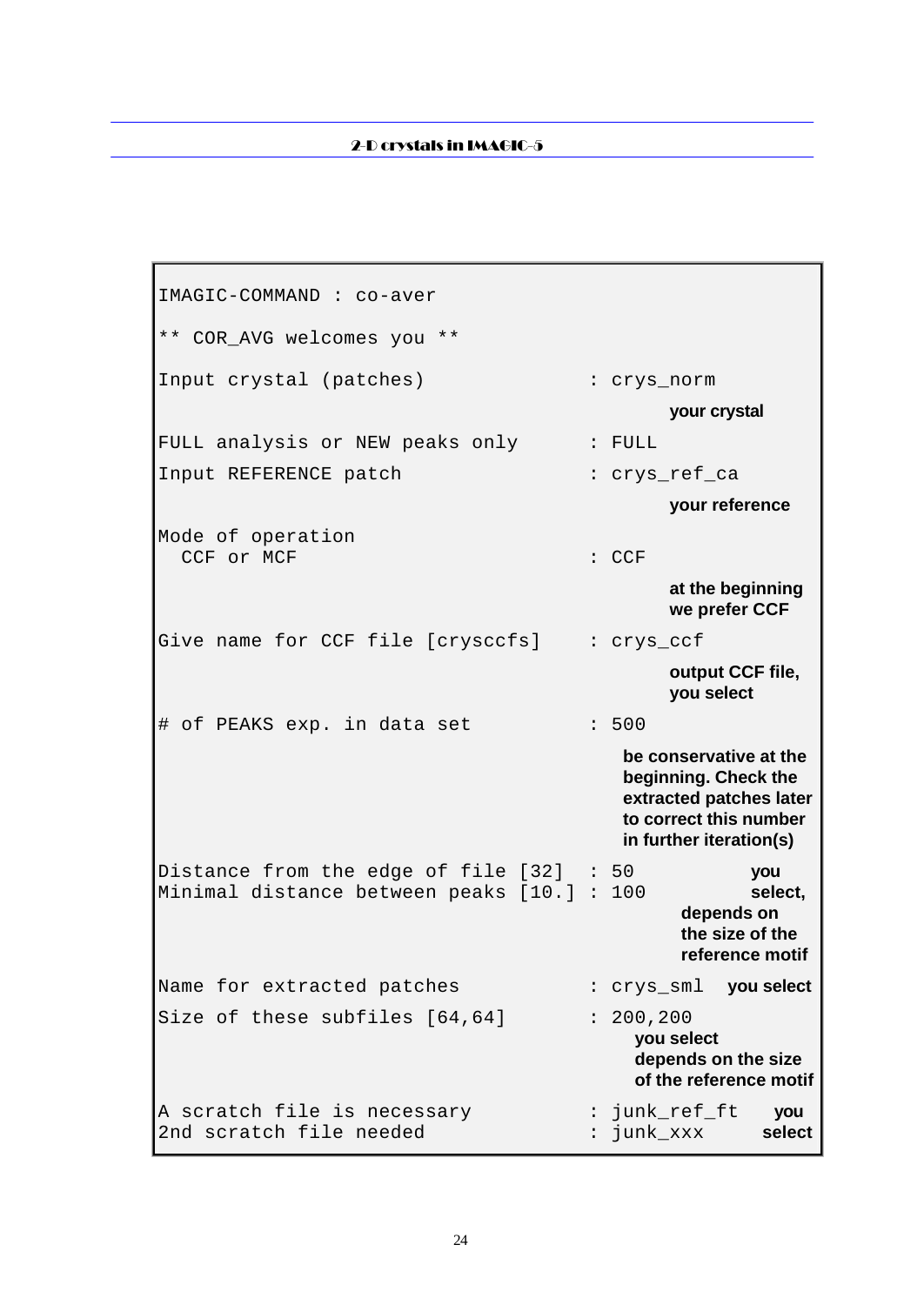```
IMAGIC-COMMAND : co-aver

** COR_AVG welcomes you **

Input crystal (patches)              : crys_norm
                                              your crystal
FULL analysis or NEW peaks only      : FULL
Input REFERENCE patch                : crys_ref_ca
                                              your reference
Mode of operation
  CCF or MCF                         : CCF
                                              at the beginning
                                              we prefer CCF
Give name for CCF file [crysccfs]    : crys_ccf
                                              output CCF file,
                                              you select
# of PEAKS exp. in data set          : 500
                                         be conservative at the
                                         beginning. Check the
                                         extracted patches later
                                         to correct this number
                                         in further iteration(s)
Distance from the edge of file [32]  : 50            you
Minimal distance between peaks [10.] : 100           select,
                                                depends on
                                                the size of the
                                                reference motif
Name for extracted patches           : crys_sml    you select
Size of these subfiles [64,64]       : 200,200
                                          you select
                                          depends on the size
                                          of the reference motif
A scratch file is necessary          : junk_ref_ft      you
2nd scratch file needed              : junk_xxx         select
```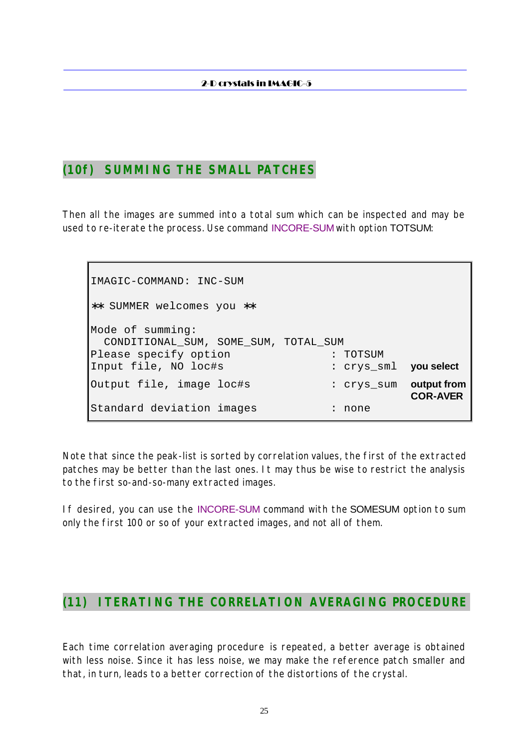## (10f) SUMMING THE SMALL PATCHES

Then all the images are summed into a total sum which can be inspected and may be used to re-iterate the process. Use command INCORE-SUM with option TOTSUM:

```
IMAGIC-COMMAND: INC-SUM

** SUMMER welcomes you **

Mode of summing:
  CONDITIONAL_SUM, SOME_SUM, TOTAL_SUM
Please specify option                : TOTSUM
Input file, NO loc#s                 : crys_sml   you select
Output file, image loc#s             : crys_sum   output from
                                                  COR-AVER
Standard deviation images            : none
```

Note that since the peak-list is sorted by correlation values, the first of the extracted patches may be better than the last ones. It may thus be wise to restrict the analysis to the first so-and-so-many extracted images.

If desired, you can use the INCORE-SUM command with the SOMESUM option to sum only the first 100 or so of your extracted images, and not all of them.

## (11) ITERATING THE CORRELATION AVERAGING PROCEDURE

Each time correlation averaging procedure is repeated, a better average is obtained with less noise. Since it has less noise, we may make the reference patch smaller and that, in turn, leads to a better correction of the distortions of the crystal.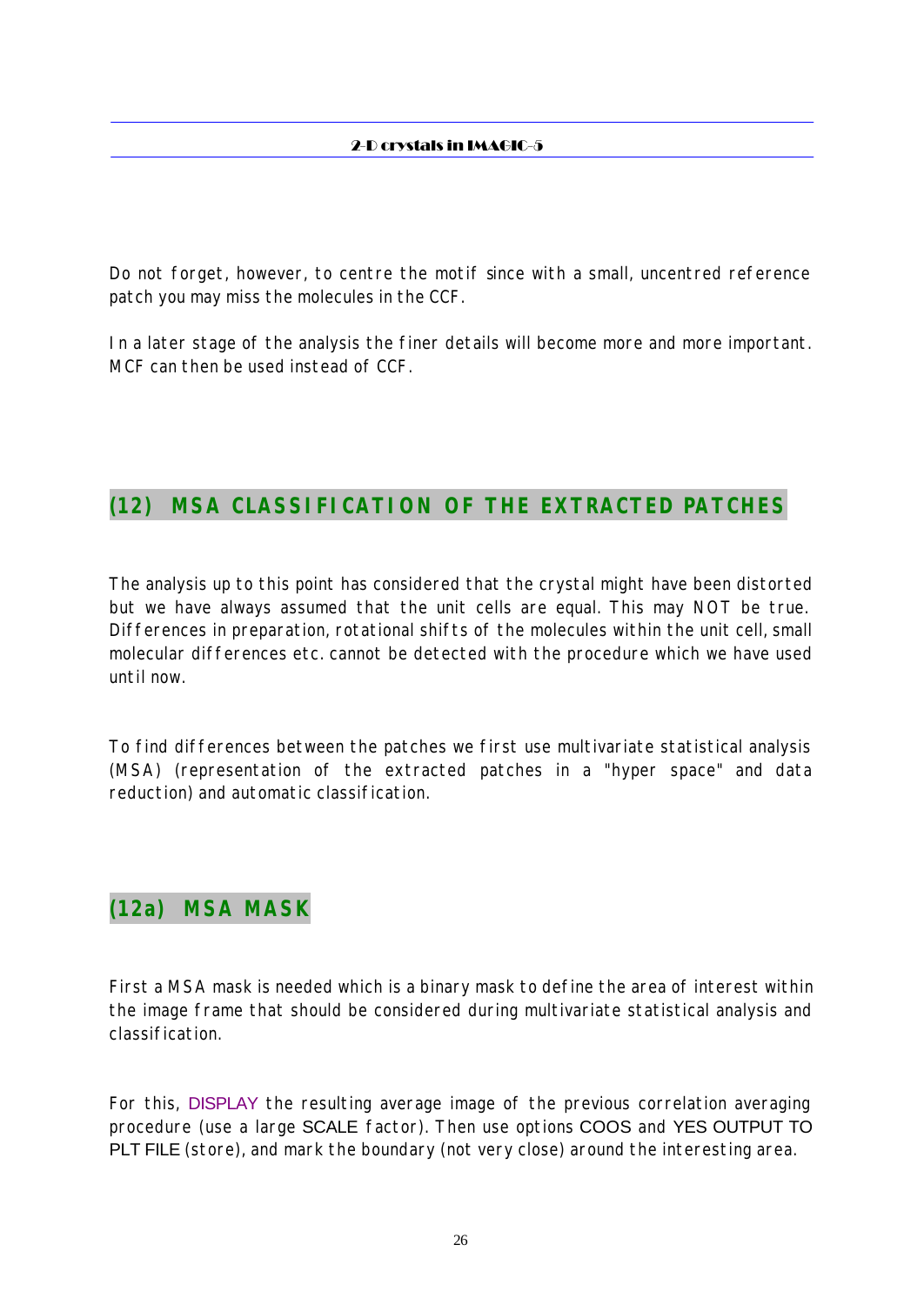Do not forget, however, to centre the motif since with a small, uncentred reference patch you may miss the molecules in the CCF.

In a later stage of the analysis the finer details will become more and more important. MCF can then be used instead of CCF.

## (12) MSA CLASSIFICATION OF THE EXTRACTED PATCHES

The analysis up to this point has considered that the crystal might have been distorted but we have always assumed that the unit cells are equal. This may NOT be true. Differences in preparation, rotational shifts of the molecules within the unit cell, small molecular differences etc. cannot be detected with the procedure which we have used until now.

To find differences between the patches we first use multivariate statistical analysis (MSA) (representation of the extracted patches in a "hyper space" and data reduction) and automatic classification.

### (12a) MSA MASK

First a MSA mask is needed which is a binary mask to define the area of interest within the image frame that should be considered during multivariate statistical analysis and classification.

For this, DISPLAY the resulting average image of the previous correlation averaging procedure (use a large SCALE factor). Then use options COOS and YES OUTPUT TO PLT FILE (store), and mark the boundary (not very close) around the interesting area.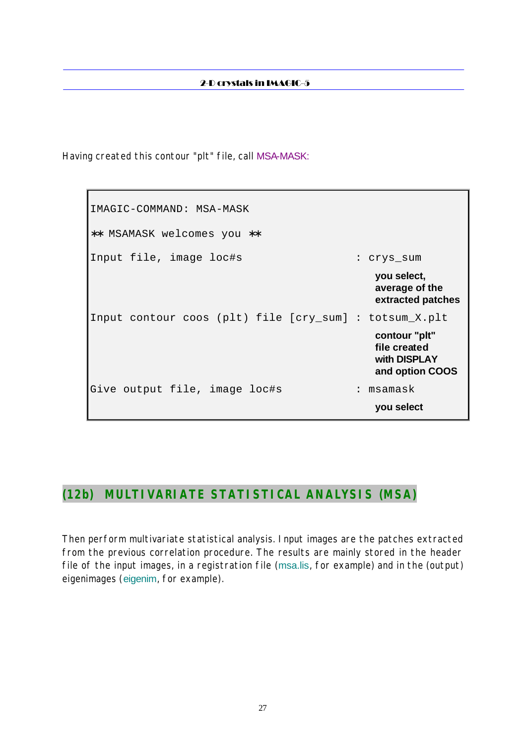Having created this contour "plt" file, call MSA-MASK:

```
IMAGIC-COMMAND: MSA-MASK

** MSAMASK welcomes you **

Input file, image loc#s                         : crys_sum
                                                  you select,
                                                  average of the
                                                  extracted patches
Input contour coos (plt) file [cry_sum]         : totsum_X.plt
                                                  contour "plt"
                                                  file created
                                                  with DISPLAY
                                                  and option COOS
Give output file, image loc#s                   : msamask
                                                  you select
```

## (12b) MULTIVARIATE STATISTICAL ANALYSIS (MSA)

Then perform multivariate statistical analysis. Input images are the patches extracted from the previous correlation procedure. The results are mainly stored in the header file of the input images, in a registration file (msa.lis, for example) and in the (output) eigenimages (eigenim, for example).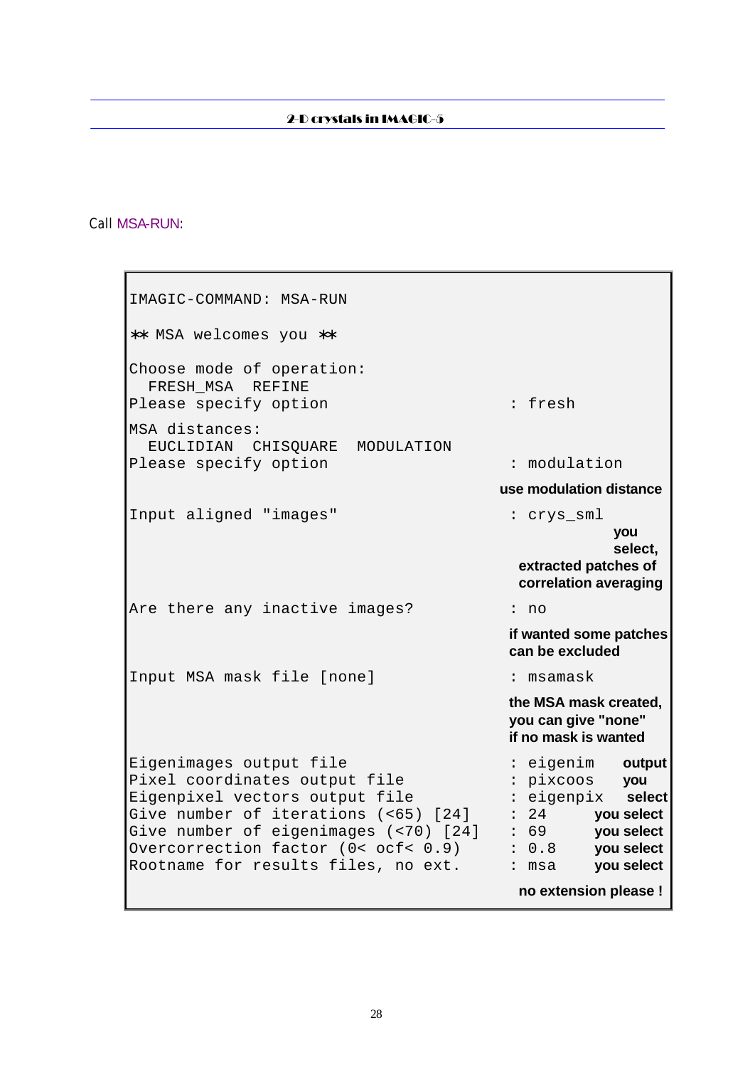Call MSA-RUN:

```
IMAGIC-COMMAND: MSA-RUN

** MSA welcomes you **

Choose mode of operation:
  FRESH_MSA   REFINE
Please specify option                    : fresh

MSA distances:
  EUCLIDIAN  CHISQUARE  MODULATION
Please specify option                    : modulation
                                          use modulation distance

Input aligned "images"                   : crys_sml
                                          you select,
                                          extracted patches of
                                          correlation averaging

Are there any inactive images?           : no
                                          if wanted some patches
                                          can be excluded

Input MSA mask file [none]               : msamask
                                          the MSA mask created,
                                          you can give "none"
                                          if no mask is wanted

Eigenimages output file                  : eigenim     output
Pixel coordinates output file            : pixcoos     you
Eigenpixel vectors output file           : eigenpix    select
Give number of iterations (<65) [24]     : 24          you select
Give number of eigenimages (<70) [24]    : 69          you select
Overcorrection factor (0< ocf< 0.9)      : 0.8         you select
Rootname for results files, no ext.      : msa         you select
                                          no extension please !
```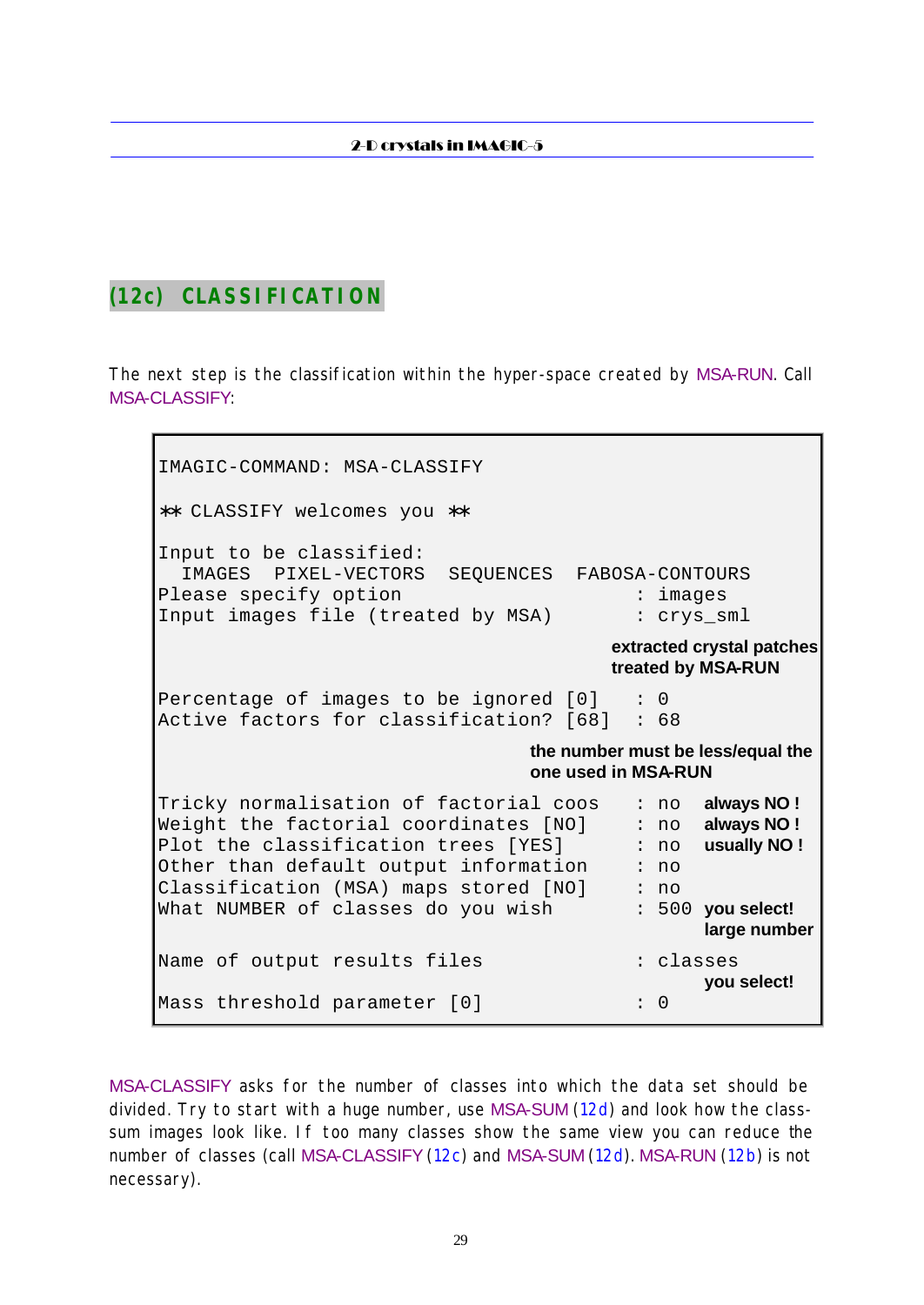## (12c) CLASSIFICATION

The next step is the classification within the hyper-space created by MSA-RUN. Call MSA-CLASSIFY:

```
IMAGIC-COMMAND: MSA-CLASSIFY

** CLASSIFY welcomes you **

Input to be classified:
  IMAGES  PIXEL-VECTORS  SEQUENCES  FABOSA-CONTOURS
Please specify option                     : images
Input images file (treated by MSA)        : crys_sml
                                      extracted crystal patches
                                      treated by MSA-RUN
Percentage of images to be ignored [0]    : 0
Active factors for classification? [68]   : 68
                              the number must be less/equal the
                              one used in MSA-RUN
Tricky normalisation of factorial coos    : no   always NO !
Weight the factorial coordinates [NO]     : no   always NO !
Plot the classification trees [YES]       : no   usually NO !
Other than default output information     : no
Classification (MSA) maps stored [NO]     : no
What NUMBER of classes do you wish        : 500  you select!
                                                 large number
Name of output results files              : classes
                                                 you select!
Mass threshold parameter [0]              : 0
```

MSA-CLASSIFY asks for the number of classes into which the data set should be divided. Try to start with a huge number, use MSA-SUM (12d) and look how the class-sum images look like. If too many classes show the same view you can reduce the number of classes (call MSA-CLASSIFY (12c) and MSA-SUM (12d). MSA-RUN (12b) is not necessary).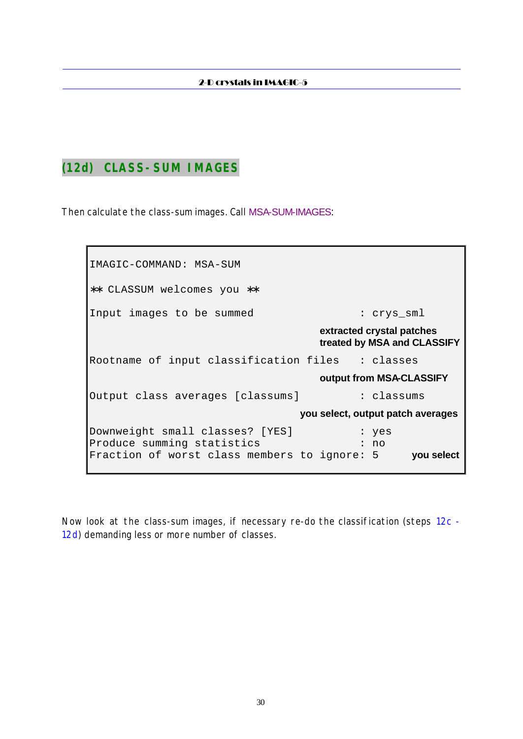## (12d) CLASS-SUM IMAGES

Then calculate the class-sum images. Call MSA-SUM-IMAGES:

```
IMAGIC-COMMAND: MSA-SUM

** CLASSUM welcomes you **

Input images to be summed                  : crys_sml
                                        extracted crystal patches
                                        treated by MSA and CLASSIFY
Rootname of input classification files    : classes
                                        output from MSA-CLASSIFY
Output class averages [classums]           : classums
                                     you select, output patch averages
Downweight small classes? [YES]            : yes
Produce summing statistics                 : no
Fraction of worst class members to ignore: 5       you select
```

Now look at the class-sum images, if necessary re-do the classification (steps 12c - 12d) demanding less or more number of classes.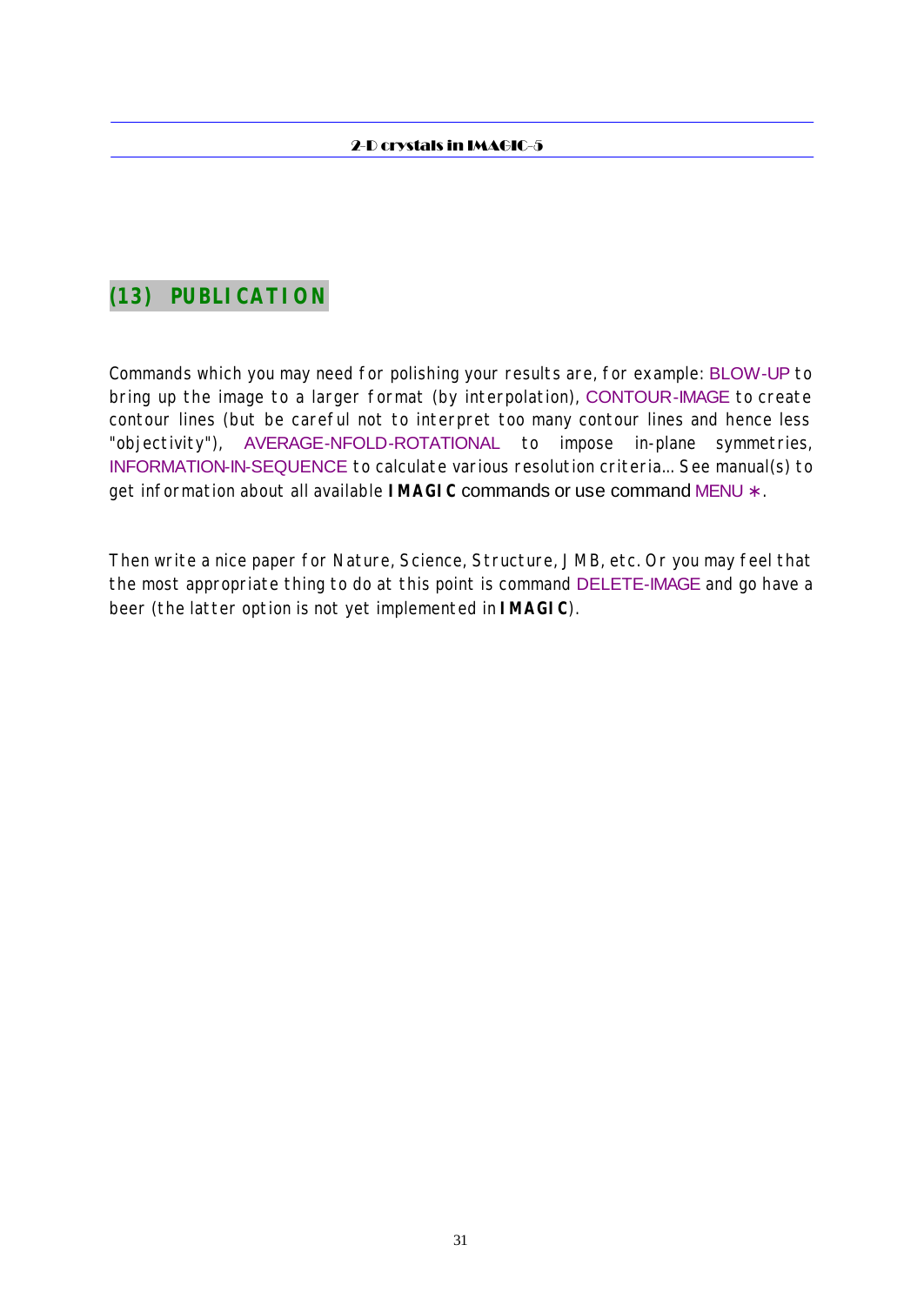## (13) PUBLICATION

Commands which you may need for polishing your results are, for example: BLOW-UP to bring up the image to a larger format (by interpolation), CONTOUR-IMAGE to create contour lines (but be careful not to interpret too many contour lines and hence less "objectivity"), AVERAGE-NFOLD-ROTATIONAL to impose in-plane symmetries, INFORMATION-IN-SEQUENCE to calculate various resolution criteria... See manual(s) to get information about all available **IMAGIC** commands or use command MENU ∗.

Then write a nice paper for Nature, Science, Structure, JMB, etc. Or you may feel that the most appropriate thing to do at this point is command DELETE-IMAGE and go have a beer (the latter option is not yet implemented in **IMAGIC**).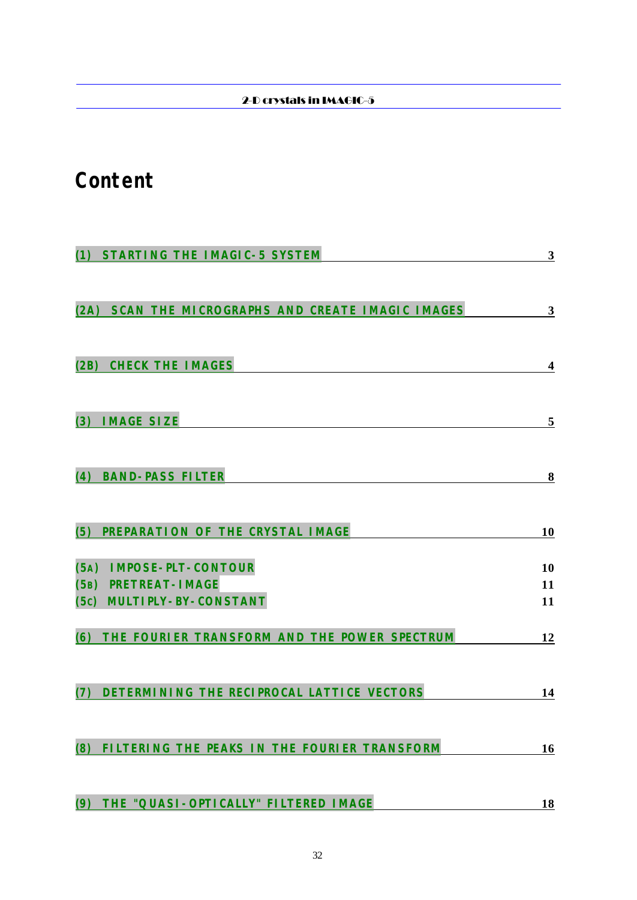# Content

(1) STARTING THE IMAGIC-5 SYSTEM 3

(2A) SCAN THE MICROGRAPHS AND CREATE IMAGIC IMAGES 3

(2B) CHECK THE IMAGES 4

(3) IMAGE SIZE 5

(4) BAND-PASS FILTER 8

(5) PREPARATION OF THE CRYSTAL IMAGE 10

(5A) IMPOSE-PLT-CONTOUR 10
(5B) PRETREAT-IMAGE 11
(5C) MULTIPLY-BY-CONSTANT 11

(6) THE FOURIER TRANSFORM AND THE POWER SPECTRUM 12

(7) DETERMINING THE RECIPROCAL LATTICE VECTORS 14

(8) FILTERING THE PEAKS IN THE FOURIER TRANSFORM 16

(9) THE "QUASI-OPTICALLY" FILTERED IMAGE 18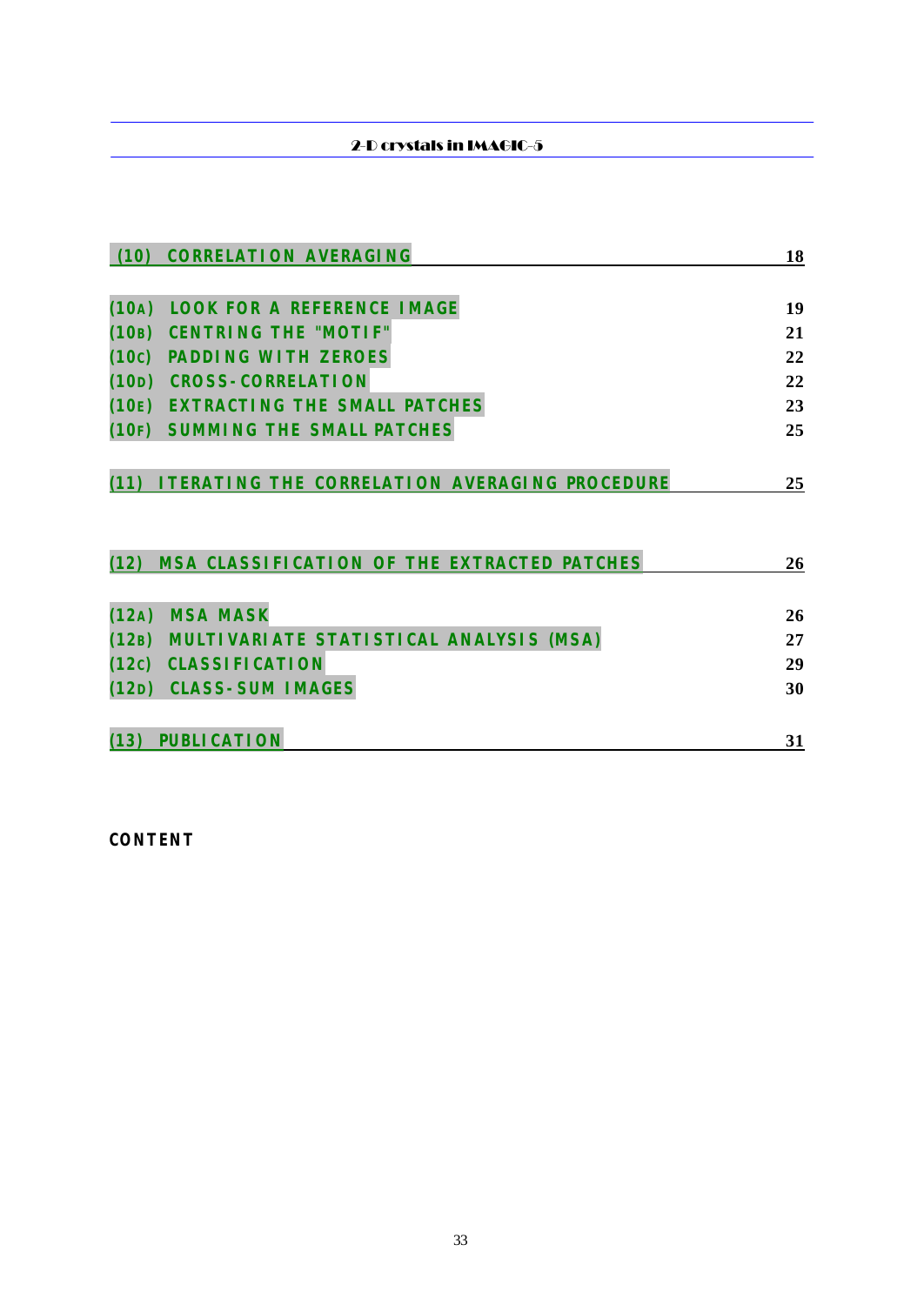(10) CORRELATION AVERAGING 18

(10A) LOOK FOR A REFERENCE IMAGE 19
(10B) CENTRING THE "MOTIF" 21
(10C) PADDING WITH ZEROES 22
(10D) CROSS-CORRELATION 22
(10E) EXTRACTING THE SMALL PATCHES 23
(10F) SUMMING THE SMALL PATCHES 25

(11) ITERATING THE CORRELATION AVERAGING PROCEDURE 25

(12) MSA CLASSIFICATION OF THE EXTRACTED PATCHES 26

(12A) MSA MASK 26
(12B) MULTIVARIATE STATISTICAL ANALYSIS (MSA) 27
(12C) CLASSIFICATION 29
(12D) CLASS-SUM IMAGES 30

(13) PUBLICATION 31

**CONTENT**